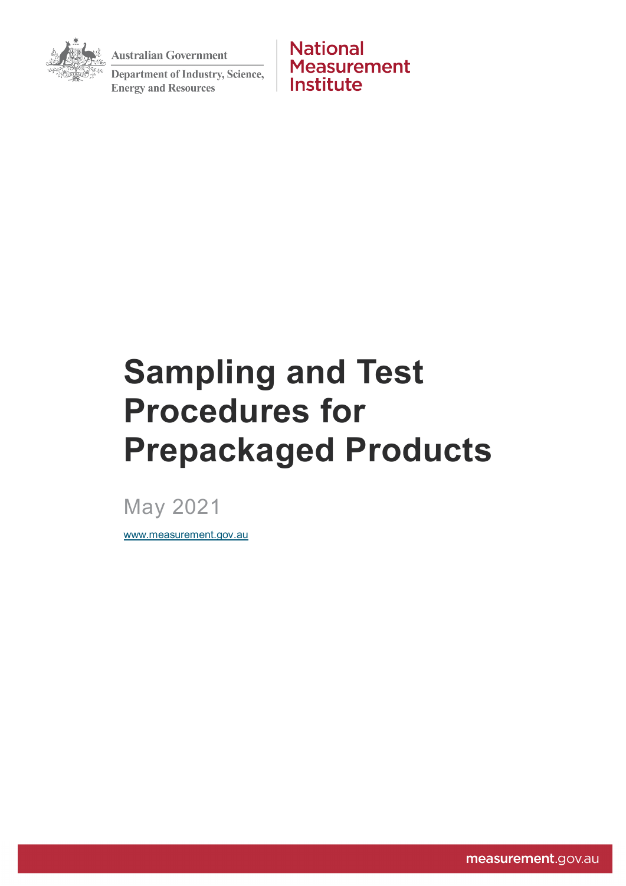Australian Government

Department of Industry, Science, Energy and Resources

National Measurement Institute

# Sampling and Test Procedures for Prepackaged Products

May 2021

www.measurement.gov.au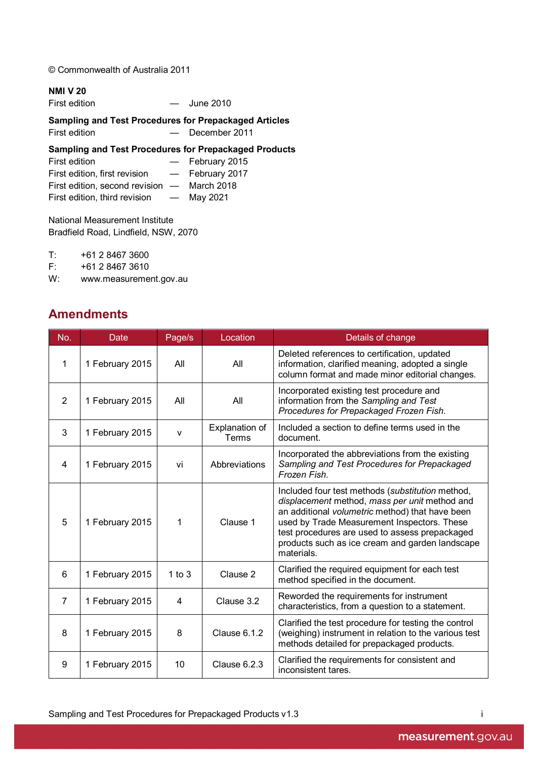© Commonwealth of Australia 2011

**NMI V 20**
First edition — June 2010

**Sampling and Test Procedures for Prepackaged Articles**
First edition — December 2011

**Sampling and Test Procedures for Prepackaged Products**
First edition — February 2015
First edition, first revision — February 2017
First edition, second revision — March 2018
First edition, third revision — May 2021

National Measurement Institute
Bradfield Road, Lindfield, NSW, 2070

T: +61 2 8467 3600
F: +61 2 8467 3610
W: www.measurement.gov.au

## Amendments

| No. | Date | Page/s | Location | Details of change |
|---|---|---|---|---|
| 1 | 1 February 2015 | All | All | Deleted references to certification, updated information, clarified meaning, adopted a single column format and made minor editorial changes. |
| 2 | 1 February 2015 | All | All | Incorporated existing test procedure and information from the *Sampling and Test Procedures for Prepackaged Frozen Fish*. |
| 3 | 1 February 2015 | v | Explanation of Terms | Included a section to define terms used in the document. |
| 4 | 1 February 2015 | vi | Abbreviations | Incorporated the abbreviations from the existing *Sampling and Test Procedures for Prepackaged Frozen Fish*. |
| 5 | 1 February 2015 | 1 | Clause 1 | Included four test methods (*substitution* method, *displacement* method, *mass per unit* method and an additional *volumetric* method) that have been used by Trade Measurement Inspectors. These test procedures are used to assess prepackaged products such as ice cream and garden landscape materials. |
| 6 | 1 February 2015 | 1 to 3 | Clause 2 | Clarified the required equipment for each test method specified in the document. |
| 7 | 1 February 2015 | 4 | Clause 3.2 | Reworded the requirements for instrument characteristics, from a question to a statement. |
| 8 | 1 February 2015 | 8 | Clause 6.1.2 | Clarified the test procedure for testing the control (weighing) instrument in relation to the various test methods detailed for prepackaged products. |
| 9 | 1 February 2015 | 10 | Clause 6.2.3 | Clarified the requirements for consistent and inconsistent tares. |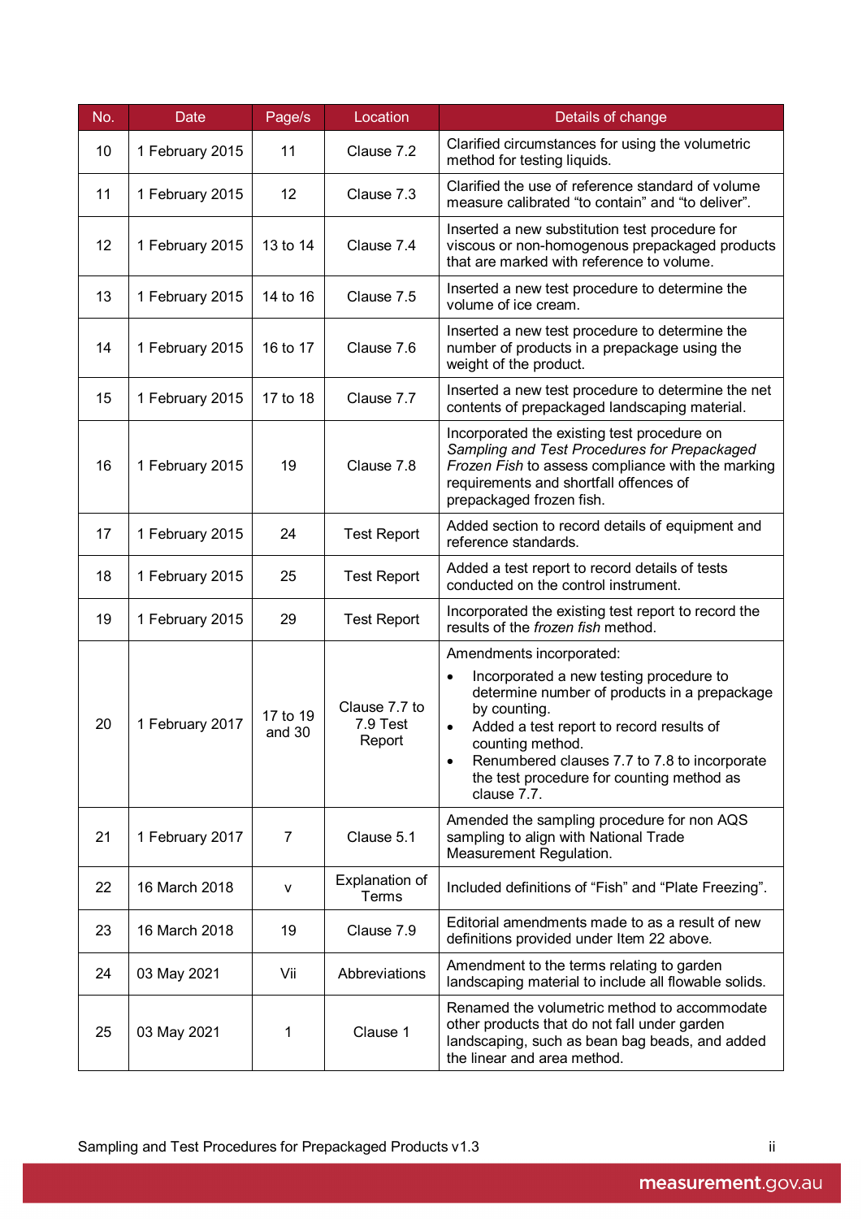| No. | Date | Page/s | Location | Details of change |
|---|---|---|---|---|
| 10 | 1 February 2015 | 11 | Clause 7.2 | Clarified circumstances for using the volumetric method for testing liquids. |
| 11 | 1 February 2015 | 12 | Clause 7.3 | Clarified the use of reference standard of volume measure calibrated "to contain" and "to deliver". |
| 12 | 1 February 2015 | 13 to 14 | Clause 7.4 | Inserted a new substitution test procedure for viscous or non-homogenous prepackaged products that are marked with reference to volume. |
| 13 | 1 February 2015 | 14 to 16 | Clause 7.5 | Inserted a new test procedure to determine the volume of ice cream. |
| 14 | 1 February 2015 | 16 to 17 | Clause 7.6 | Inserted a new test procedure to determine the number of products in a prepackage using the weight of the product. |
| 15 | 1 February 2015 | 17 to 18 | Clause 7.7 | Inserted a new test procedure to determine the net contents of prepackaged landscaping material. |
| 16 | 1 February 2015 | 19 | Clause 7.8 | Incorporated the existing test procedure on *Sampling and Test Procedures for Prepackaged Frozen Fish* to assess compliance with the marking requirements and shortfall offences of prepackaged frozen fish. |
| 17 | 1 February 2015 | 24 | Test Report | Added section to record details of equipment and reference standards. |
| 18 | 1 February 2015 | 25 | Test Report | Added a test report to record details of tests conducted on the control instrument. |
| 19 | 1 February 2015 | 29 | Test Report | Incorporated the existing test report to record the results of the *frozen fish* method. |
| 20 | 1 February 2017 | 17 to 19 and 30 | Clause 7.7 to 7.9 Test Report | Amendments incorporated: <br>• Incorporated a new testing procedure to determine number of products in a prepackage by counting. <br>• Added a test report to record results of counting method. <br>• Renumbered clauses 7.7 to 7.8 to incorporate the test procedure for counting method as clause 7.7. |
| 21 | 1 February 2017 | 7 | Clause 5.1 | Amended the sampling procedure for non AQS sampling to align with National Trade Measurement Regulation. |
| 22 | 16 March 2018 | v | Explanation of Terms | Included definitions of "Fish" and "Plate Freezing". |
| 23 | 16 March 2018 | 19 | Clause 7.9 | Editorial amendments made to as a result of new definitions provided under Item 22 above. |
| 24 | 03 May 2021 | Vii | Abbreviations | Amendment to the terms relating to garden landscaping material to include all flowable solids. |
| 25 | 03 May 2021 | 1 | Clause 1 | Renamed the volumetric method to accommodate other products that do not fall under garden landscaping, such as bean bag beads, and added the linear and area method. |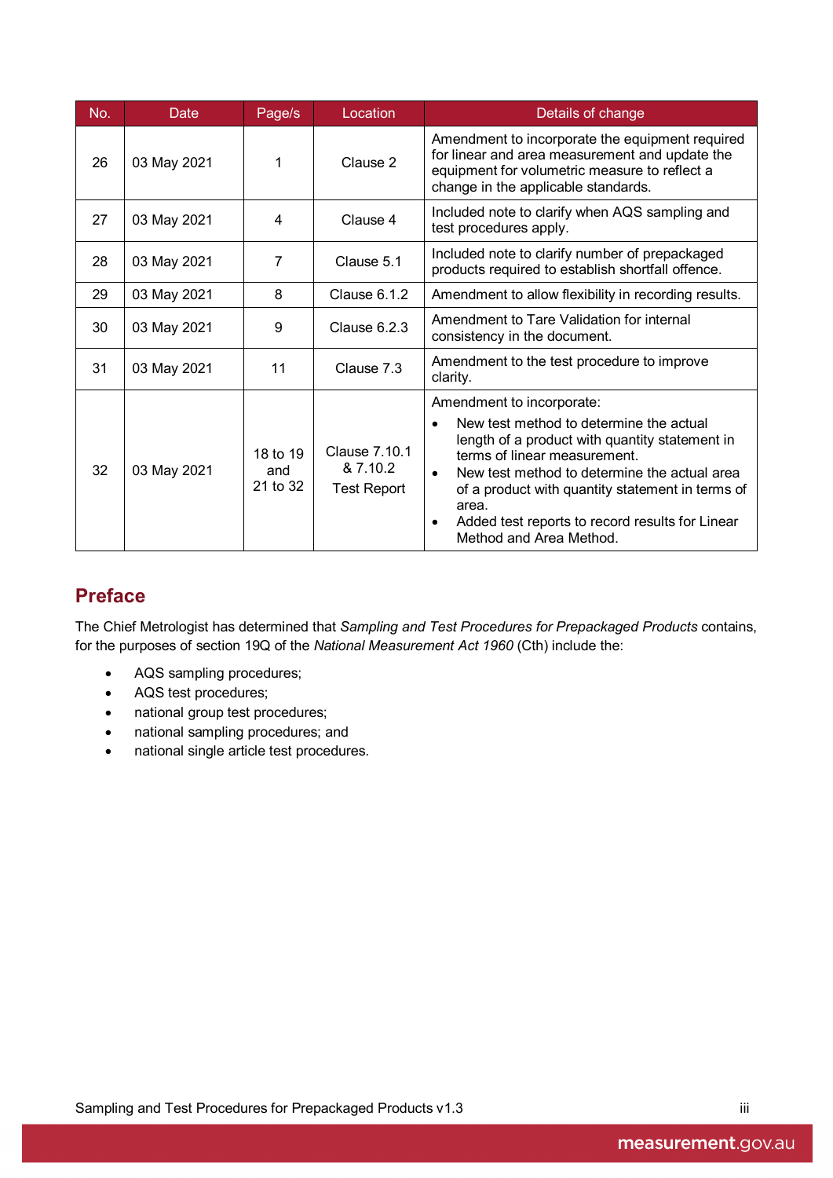| No. | Date | Page/s | Location | Details of change |
|---|---|---|---|---|
| 26 | 03 May 2021 | 1 | Clause 2 | Amendment to incorporate the equipment required for linear and area measurement and update the equipment for volumetric measure to reflect a change in the applicable standards. |
| 27 | 03 May 2021 | 4 | Clause 4 | Included note to clarify when AQS sampling and test procedures apply. |
| 28 | 03 May 2021 | 7 | Clause 5.1 | Included note to clarify number of prepackaged products required to establish shortfall offence. |
| 29 | 03 May 2021 | 8 | Clause 6.1.2 | Amendment to allow flexibility in recording results. |
| 30 | 03 May 2021 | 9 | Clause 6.2.3 | Amendment to Tare Validation for internal consistency in the document. |
| 31 | 03 May 2021 | 11 | Clause 7.3 | Amendment to the test procedure to improve clarity. |
| 32 | 03 May 2021 | 18 to 19 and 21 to 32 | Clause 7.10.1 & 7.10.2 Test Report | Amendment to incorporate: • New test method to determine the actual length of a product with quantity statement in terms of linear measurement. • New test method to determine the actual area of a product with quantity statement in terms of area. • Added test reports to record results for Linear Method and Area Method. |

## Preface

The Chief Metrologist has determined that *Sampling and Test Procedures for Prepackaged Products* contains, for the purposes of section 19Q of the *National Measurement Act 1960* (Cth) include the:

- AQS sampling procedures;
- AQS test procedures;
- national group test procedures;
- national sampling procedures; and
- national single article test procedures.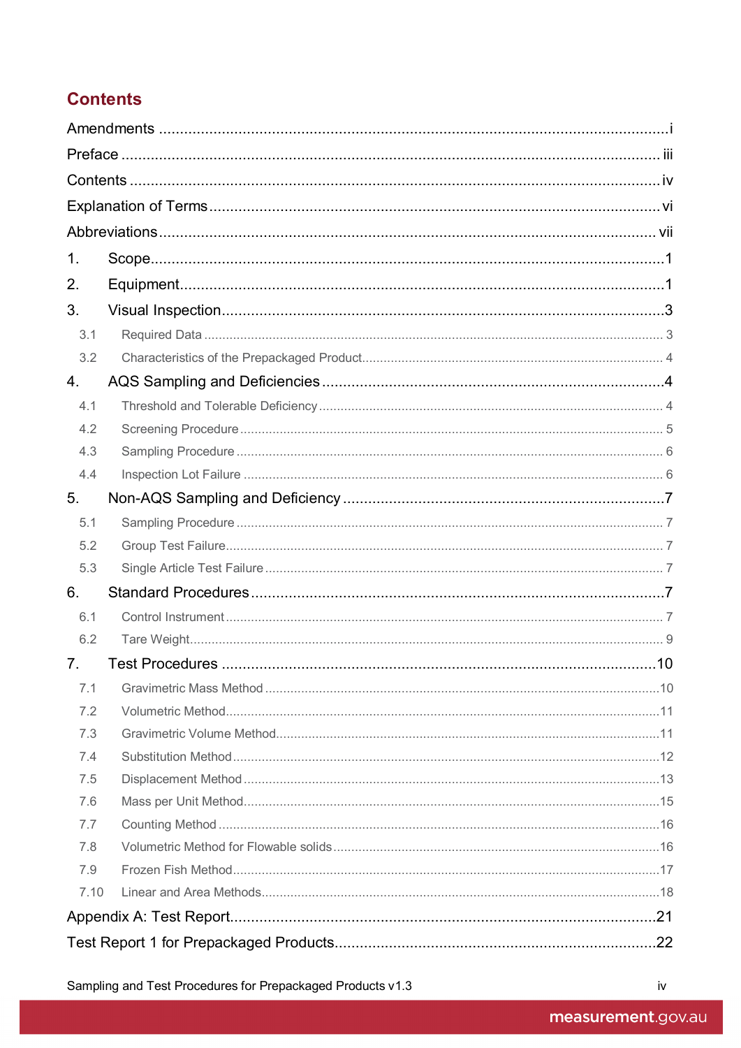# Contents

Amendments ........................................................................................................i

Preface ........................................................................................................ iii

Contents ........................................................................................................ iv

Explanation of Terms ........................................................................................................ vi

Abbreviations ........................................................................................................ vii

1. Scope ........................................................................................................ 1

2. Equipment ........................................................................................................ 1

3. Visual Inspection ........................................................................................................ 3

   3.1 Required Data ........................................................................................................ 3

   3.2 Characteristics of the Prepackaged Product ........................................................................................................ 4

4. AQS Sampling and Deficiencies ........................................................................................................ 4

   4.1 Threshold and Tolerable Deficiency ........................................................................................................ 4

   4.2 Screening Procedure ........................................................................................................ 5

   4.3 Sampling Procedure ........................................................................................................ 6

   4.4 Inspection Lot Failure ........................................................................................................ 6

5. Non-AQS Sampling and Deficiency ........................................................................................................ 7

   5.1 Sampling Procedure ........................................................................................................ 7

   5.2 Group Test Failure ........................................................................................................ 7

   5.3 Single Article Test Failure ........................................................................................................ 7

6. Standard Procedures ........................................................................................................ 7

   6.1 Control Instrument ........................................................................................................ 7

   6.2 Tare Weight ........................................................................................................ 9

7. Test Procedures ........................................................................................................ 10

   7.1 Gravimetric Mass Method ........................................................................................................ 10

   7.2 Volumetric Method ........................................................................................................ 11

   7.3 Gravimetric Volume Method ........................................................................................................ 11

   7.4 Substitution Method ........................................................................................................ 12

   7.5 Displacement Method ........................................................................................................ 13

   7.6 Mass per Unit Method ........................................................................................................ 15

   7.7 Counting Method ........................................................................................................ 16

   7.8 Volumetric Method for Flowable solids ........................................................................................................ 16

   7.9 Frozen Fish Method ........................................................................................................ 17

   7.10 Linear and Area Methods ........................................................................................................ 18

Appendix A: Test Report ........................................................................................................ 21

Test Report 1 for Prepackaged Products ........................................................................................................ 22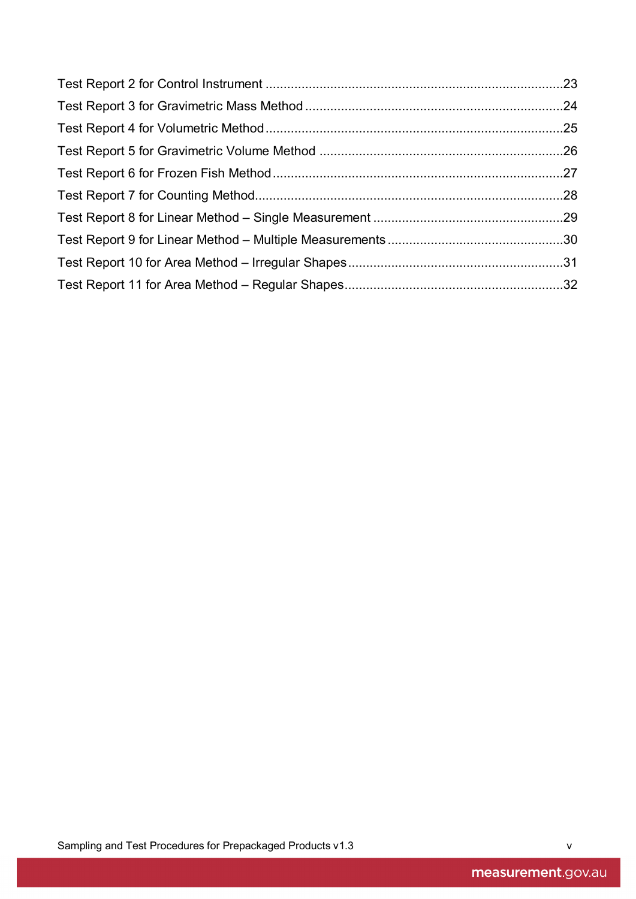Test Report 2 for Control Instrument ....................................................................................23

Test Report 3 for Gravimetric Mass Method ........................................................................24

Test Report 4 for Volumetric Method ....................................................................................25

Test Report 5 for Gravimetric Volume Method .....................................................................26

Test Report 6 for Frozen Fish Method ..................................................................................27

Test Report 7 for Counting Method.......................................................................................28

Test Report 8 for Linear Method – Single Measurement ......................................................29

Test Report 9 for Linear Method – Multiple Measurements ..................................................30

Test Report 10 for Area Method – Irregular Shapes.............................................................31

Test Report 11 for Area Method – Regular Shapes..............................................................32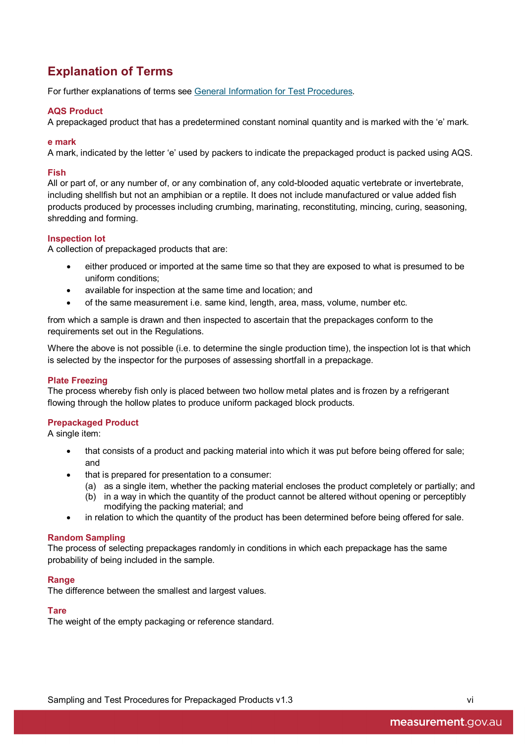# Explanation of Terms

For further explanations of terms see [General Information for Test Procedures](General Information for Test Procedures).

### AQS Product

A prepackaged product that has a predetermined constant nominal quantity and is marked with the ‘e’ mark.

### e mark

A mark, indicated by the letter ‘e’ used by packers to indicate the prepackaged product is packed using AQS.

### Fish

All or part of, or any number of, or any combination of, any cold-blooded aquatic vertebrate or invertebrate, including shellfish but not an amphibian or a reptile. It does not include manufactured or value added fish products produced by processes including crumbing, marinating, reconstituting, mincing, curing, seasoning, shredding and forming.

### Inspection lot

A collection of prepackaged products that are:

- either produced or imported at the same time so that they are exposed to what is presumed to be uniform conditions;
- available for inspection at the same time and location; and
- of the same measurement i.e. same kind, length, area, mass, volume, number etc.

from which a sample is drawn and then inspected to ascertain that the prepackages conform to the requirements set out in the Regulations.

Where the above is not possible (i.e. to determine the single production time), the inspection lot is that which is selected by the inspector for the purposes of assessing shortfall in a prepackage.

### Plate Freezing

The process whereby fish only is placed between two hollow metal plates and is frozen by a refrigerant flowing through the hollow plates to produce uniform packaged block products.

### Prepackaged Product

A single item:

- that consists of a product and packing material into which it was put before being offered for sale; and
- that is prepared for presentation to a consumer:
  (a) as a single item, whether the packing material encloses the product completely or partially; and
  (b) in a way in which the quantity of the product cannot be altered without opening or perceptibly modifying the packing material; and
- in relation to which the quantity of the product has been determined before being offered for sale.

### Random Sampling

The process of selecting prepackages randomly in conditions in which each prepackage has the same probability of being included in the sample.

### Range

The difference between the smallest and largest values.

### Tare

The weight of the empty packaging or reference standard.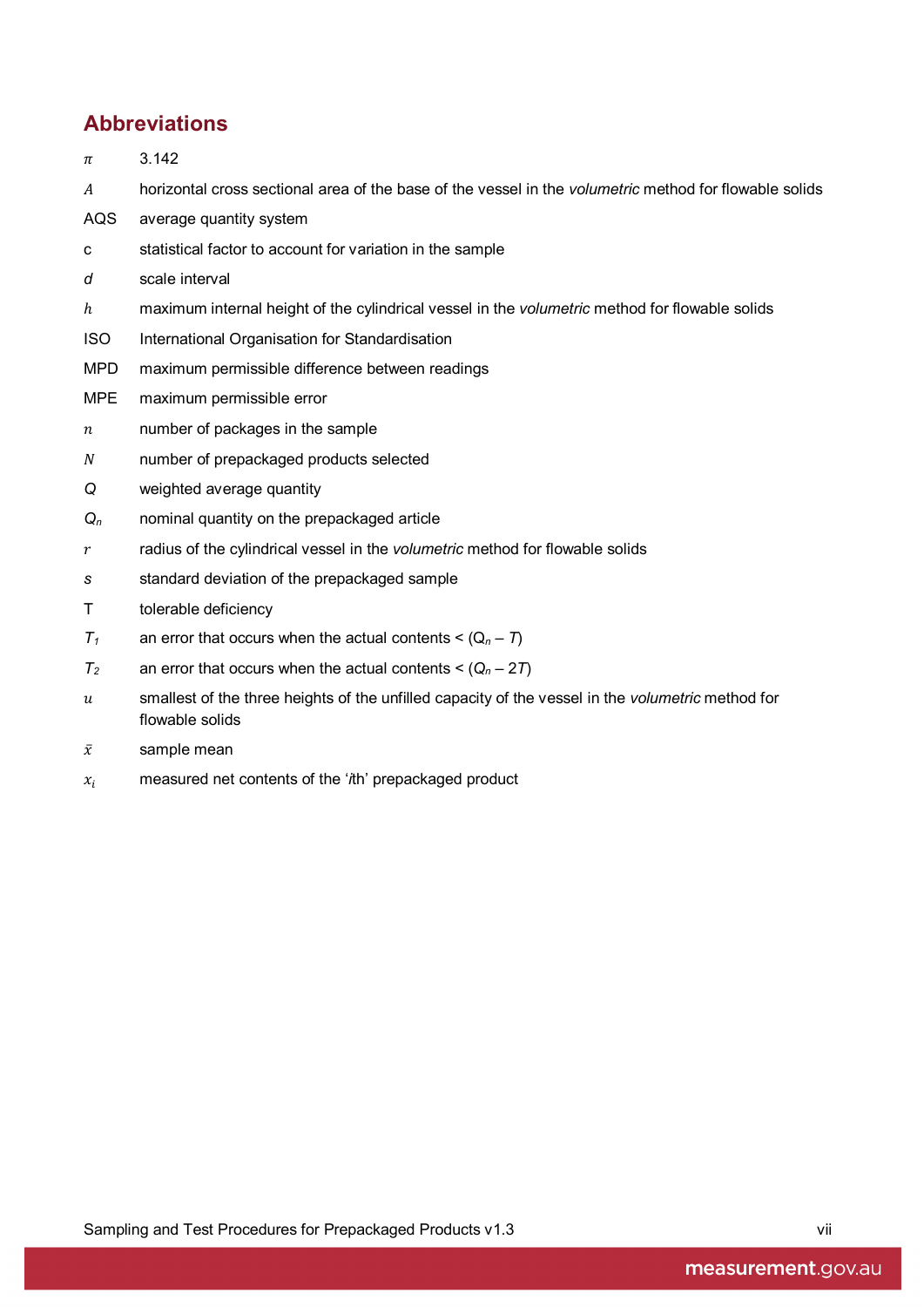## Abbreviations

| | |
|---|---|
| $\pi$ | 3.142 |
| $A$ | horizontal cross sectional area of the base of the vessel in the *volumetric* method for flowable solids |
| AQS | average quantity system |
| c | statistical factor to account for variation in the sample |
| $d$ | scale interval |
| $h$ | maximum internal height of the cylindrical vessel in the *volumetric* method for flowable solids |
| ISO | International Organisation for Standardisation |
| MPD | maximum permissible difference between readings |
| MPE | maximum permissible error |
| $n$ | number of packages in the sample |
| $N$ | number of prepackaged products selected |
| $Q$ | weighted average quantity |
| $Q_n$ | nominal quantity on the prepackaged article |
| $r$ | radius of the cylindrical vessel in the *volumetric* method for flowable solids |
| $s$ | standard deviation of the prepackaged sample |
| T | tolerable deficiency |
| $T_1$ | an error that occurs when the actual contents < $(Q_n - T)$ |
| $T_2$ | an error that occurs when the actual contents < $(Q_n - 2T)$ |
| $u$ | smallest of the three heights of the unfilled capacity of the vessel in the *volumetric* method for flowable solids |
| $\bar{x}$ | sample mean |
| $x_i$ | measured net contents of the '*i*th' prepackaged product |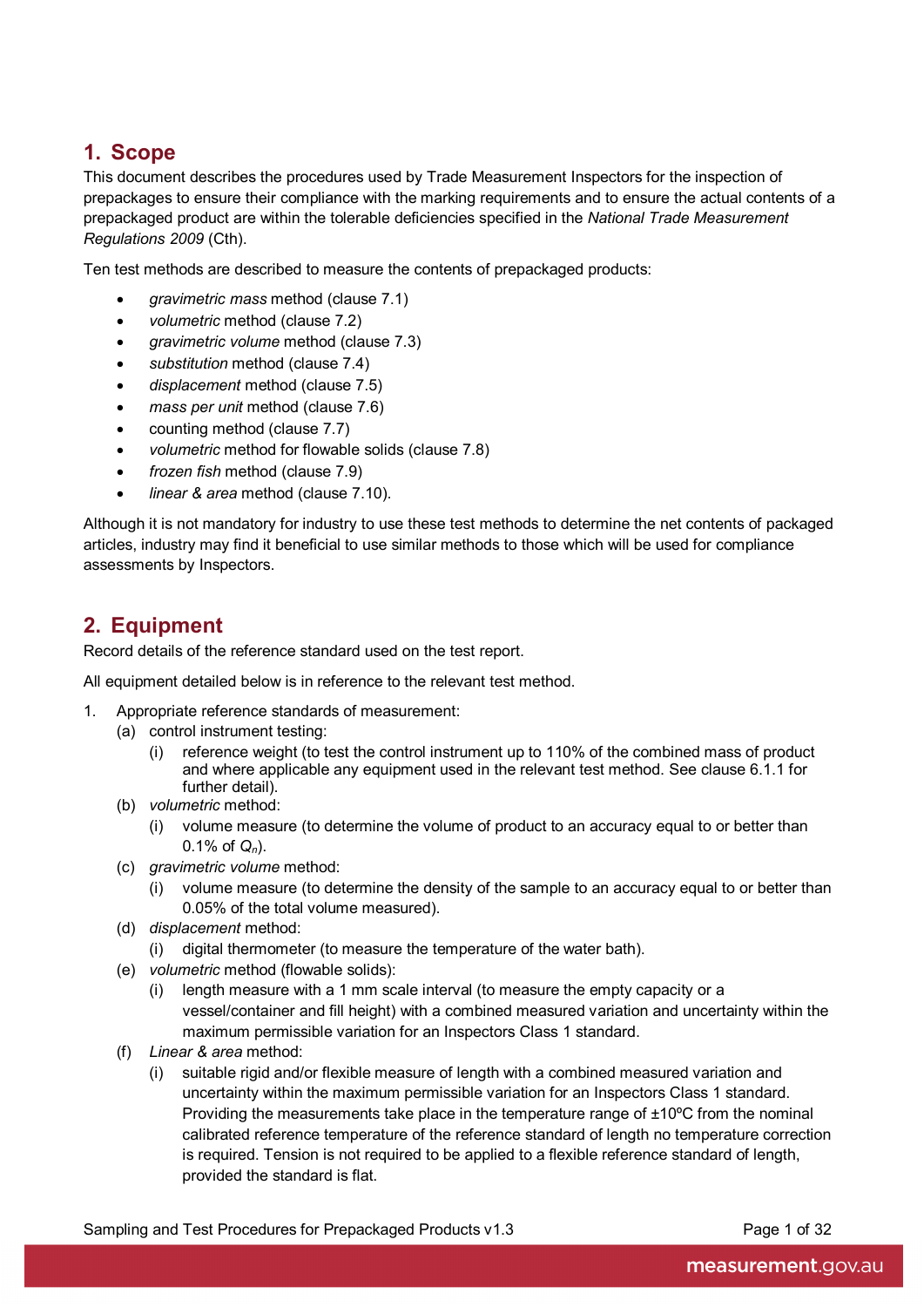## 1. Scope

This document describes the procedures used by Trade Measurement Inspectors for the inspection of prepackages to ensure their compliance with the marking requirements and to ensure the actual contents of a prepackaged product are within the tolerable deficiencies specified in the *National Trade Measurement Regulations 2009* (Cth).

Ten test methods are described to measure the contents of prepackaged products:

- *gravimetric mass* method (clause 7.1)
- *volumetric* method (clause 7.2)
- *gravimetric volume* method (clause 7.3)
- *substitution* method (clause 7.4)
- *displacement* method (clause 7.5)
- *mass per unit* method (clause 7.6)
- counting method (clause 7.7)
- *volumetric* method for flowable solids (clause 7.8)
- *frozen fish* method (clause 7.9)
- *linear & area* method (clause 7.10).

Although it is not mandatory for industry to use these test methods to determine the net contents of packaged articles, industry may find it beneficial to use similar methods to those which will be used for compliance assessments by Inspectors.

## 2. Equipment

Record details of the reference standard used on the test report.

All equipment detailed below is in reference to the relevant test method.

1. Appropriate reference standards of measurement:
   (a) control instrument testing:
      (i) reference weight (to test the control instrument up to 110% of the combined mass of product and where applicable any equipment used in the relevant test method. See clause 6.1.1 for further detail).
   (b) *volumetric* method:
      (i) volume measure (to determine the volume of product to an accuracy equal to or better than 0.1% of $Q_n$).
   (c) *gravimetric volume* method:
      (i) volume measure (to determine the density of the sample to an accuracy equal to or better than 0.05% of the total volume measured).
   (d) *displacement* method:
      (i) digital thermometer (to measure the temperature of the water bath).
   (e) *volumetric* method (flowable solids):
      (i) length measure with a 1 mm scale interval (to measure the empty capacity or a vessel/container and fill height) with a combined measured variation and uncertainty within the maximum permissible variation for an Inspectors Class 1 standard.
   (f) *Linear & area* method:
      (i) suitable rigid and/or flexible measure of length with a combined measured variation and uncertainty within the maximum permissible variation for an Inspectors Class 1 standard. Providing the measurements take place in the temperature range of ±10ºC from the nominal calibrated reference temperature of the reference standard of length no temperature correction is required. Tension is not required to be applied to a flexible reference standard of length, provided the standard is flat.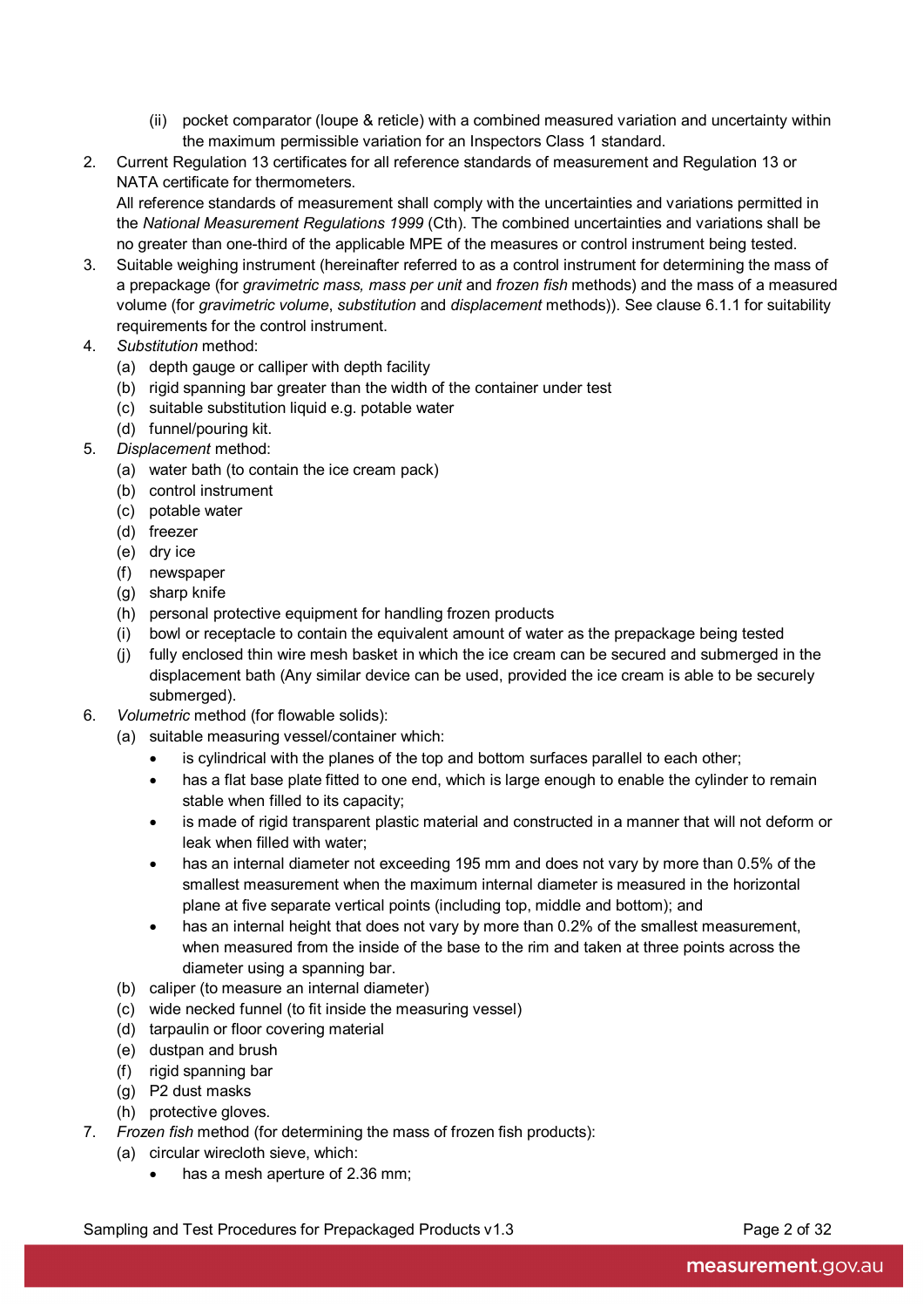(ii) pocket comparator (loupe & reticle) with a combined measured variation and uncertainty within the maximum permissible variation for an Inspectors Class 1 standard.

2. Current Regulation 13 certificates for all reference standards of measurement and Regulation 13 or NATA certificate for thermometers.

   All reference standards of measurement shall comply with the uncertainties and variations permitted in the *National Measurement Regulations 1999* (Cth). The combined uncertainties and variations shall be no greater than one-third of the applicable MPE of the measures or control instrument being tested.

3. Suitable weighing instrument (hereinafter referred to as a control instrument for determining the mass of a prepackage (for *gravimetric mass, mass per unit* and *frozen fish* methods) and the mass of a measured volume (for *gravimetric volume*, *substitution* and *displacement* methods)). See clause 6.1.1 for suitability requirements for the control instrument.

4. *Substitution* method:
   (a) depth gauge or calliper with depth facility
   (b) rigid spanning bar greater than the width of the container under test
   (c) suitable substitution liquid e.g. potable water
   (d) funnel/pouring kit.

5. *Displacement* method:
   (a) water bath (to contain the ice cream pack)
   (b) control instrument
   (c) potable water
   (d) freezer
   (e) dry ice
   (f) newspaper
   (g) sharp knife
   (h) personal protective equipment for handling frozen products
   (i) bowl or receptacle to contain the equivalent amount of water as the prepackage being tested
   (j) fully enclosed thin wire mesh basket in which the ice cream can be secured and submerged in the displacement bath (Any similar device can be used, provided the ice cream is able to be securely submerged).

6. *Volumetric* method (for flowable solids):
   (a) suitable measuring vessel/container which:
      - is cylindrical with the planes of the top and bottom surfaces parallel to each other;
      - has a flat base plate fitted to one end, which is large enough to enable the cylinder to remain stable when filled to its capacity;
      - is made of rigid transparent plastic material and constructed in a manner that will not deform or leak when filled with water;
      - has an internal diameter not exceeding 195 mm and does not vary by more than 0.5% of the smallest measurement when the maximum internal diameter is measured in the horizontal plane at five separate vertical points (including top, middle and bottom); and
      - has an internal height that does not vary by more than 0.2% of the smallest measurement, when measured from the inside of the base to the rim and taken at three points across the diameter using a spanning bar.
   (b) caliper (to measure an internal diameter)
   (c) wide necked funnel (to fit inside the measuring vessel)
   (d) tarpaulin or floor covering material
   (e) dustpan and brush
   (f) rigid spanning bar
   (g) P2 dust masks
   (h) protective gloves.

7. *Frozen fish* method (for determining the mass of frozen fish products):
   (a) circular wirecloth sieve, which:
      - has a mesh aperture of 2.36 mm;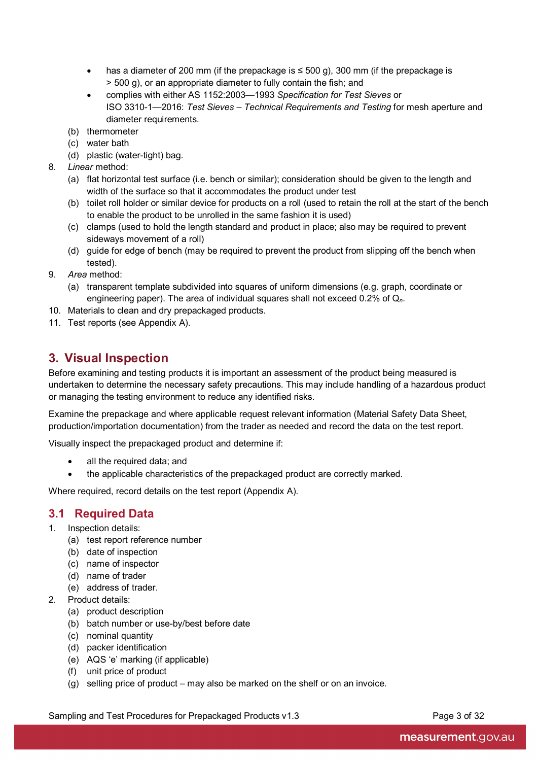- has a diameter of 200 mm (if the prepackage is ≤ 500 g), 300 mm (if the prepackage is > 500 g), or an appropriate diameter to fully contain the fish; and
- complies with either AS 1152:2003—1993 *Specification for Test Sieves* or ISO 3310-1—2016: *Test Sieves – Technical Requirements and Testing* for mesh aperture and diameter requirements.

   (b) thermometer
   (c) water bath
   (d) plastic (water-tight) bag.

8. *Linear* method:
   (a) flat horizontal test surface (i.e. bench or similar); consideration should be given to the length and width of the surface so that it accommodates the product under test
   (b) toilet roll holder or similar device for products on a roll (used to retain the roll at the start of the bench to enable the product to be unrolled in the same fashion it is used)
   (c) clamps (used to hold the length standard and product in place; also may be required to prevent sideways movement of a roll)
   (d) guide for edge of bench (may be required to prevent the product from slipping off the bench when tested).
9. *Area* method:
   (a) transparent template subdivided into squares of uniform dimensions (e.g. graph, coordinate or engineering paper). The area of individual squares shall not exceed 0.2% of $Q_n$.
10. Materials to clean and dry prepackaged products.
11. Test reports (see Appendix A).

# 3. Visual Inspection

Before examining and testing products it is important an assessment of the product being measured is undertaken to determine the necessary safety precautions. This may include handling of a hazardous product or managing the testing environment to reduce any identified risks.

Examine the prepackage and where applicable request relevant information (Material Safety Data Sheet, production/importation documentation) from the trader as needed and record the data on the test report.

Visually inspect the prepackaged product and determine if:

- all the required data; and
- the applicable characteristics of the prepackaged product are correctly marked.

Where required, record details on the test report (Appendix A).

## 3.1 Required Data

1. Inspection details:
   (a) test report reference number
   (b) date of inspection
   (c) name of inspector
   (d) name of trader
   (e) address of trader.
2. Product details:
   (a) product description
   (b) batch number or use-by/best before date
   (c) nominal quantity
   (d) packer identification
   (e) AQS ‘e’ marking (if applicable)
   (f) unit price of product
   (g) selling price of product – may also be marked on the shelf or on an invoice.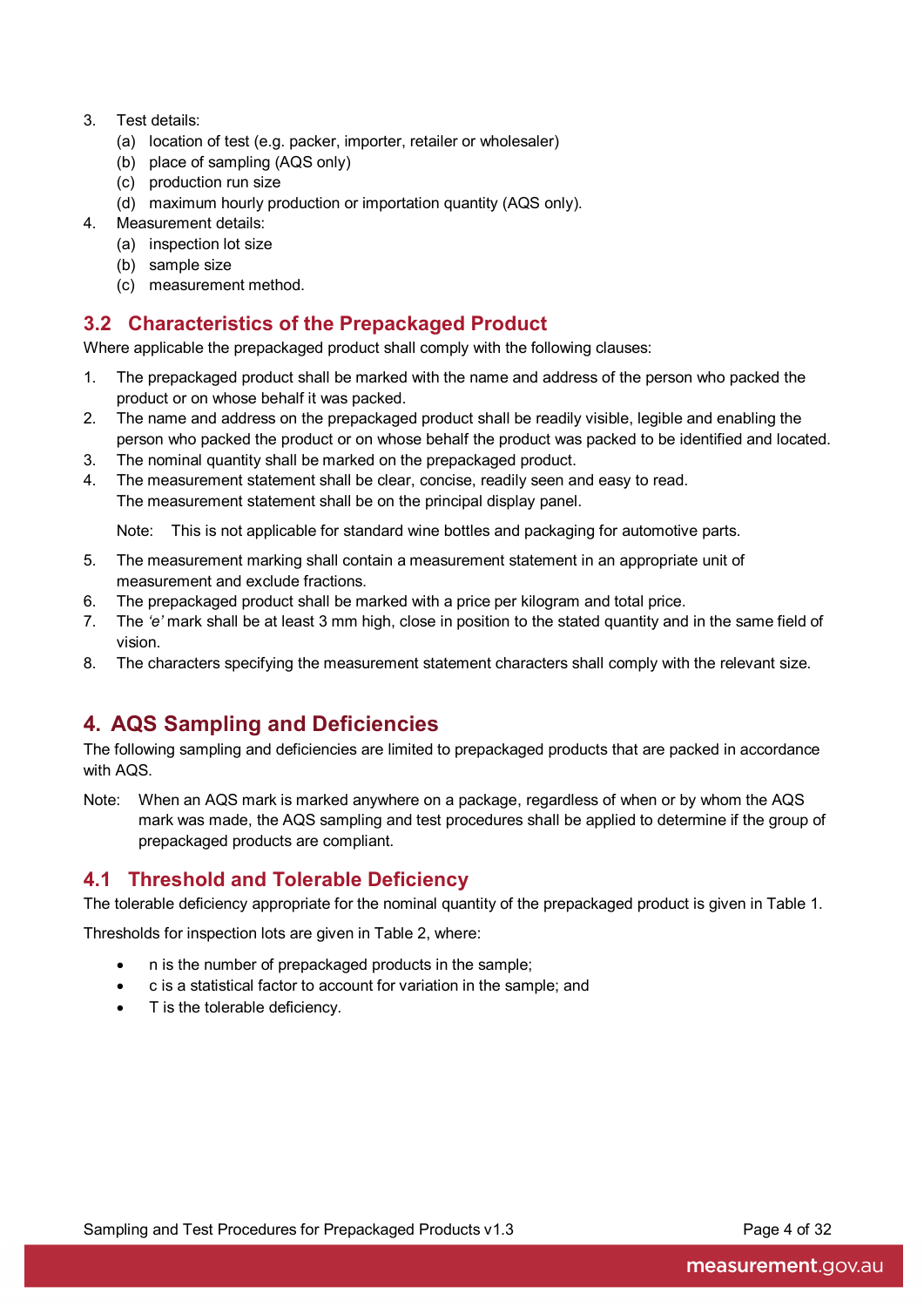3. Test details:
   (a) location of test (e.g. packer, importer, retailer or wholesaler)
   (b) place of sampling (AQS only)
   (c) production run size
   (d) maximum hourly production or importation quantity (AQS only).
4. Measurement details:
   (a) inspection lot size
   (b) sample size
   (c) measurement method.

## 3.2 Characteristics of the Prepackaged Product

Where applicable the prepackaged product shall comply with the following clauses:

1. The prepackaged product shall be marked with the name and address of the person who packed the product or on whose behalf it was packed.
2. The name and address on the prepackaged product shall be readily visible, legible and enabling the person who packed the product or on whose behalf the product was packed to be identified and located.
3. The nominal quantity shall be marked on the prepackaged product.
4. The measurement statement shall be clear, concise, readily seen and easy to read. The measurement statement shall be on the principal display panel.

   Note: This is not applicable for standard wine bottles and packaging for automotive parts.

5. The measurement marking shall contain a measurement statement in an appropriate unit of measurement and exclude fractions.
6. The prepackaged product shall be marked with a price per kilogram and total price.
7. The *'e'* mark shall be at least 3 mm high, close in position to the stated quantity and in the same field of vision.
8. The characters specifying the measurement statement characters shall comply with the relevant size.

# 4. AQS Sampling and Deficiencies

The following sampling and deficiencies are limited to prepackaged products that are packed in accordance with AQS.

Note: When an AQS mark is marked anywhere on a package, regardless of when or by whom the AQS mark was made, the AQS sampling and test procedures shall be applied to determine if the group of prepackaged products are compliant.

## 4.1 Threshold and Tolerable Deficiency

The tolerable deficiency appropriate for the nominal quantity of the prepackaged product is given in Table 1.

Thresholds for inspection lots are given in Table 2, where:

- n is the number of prepackaged products in the sample;
- c is a statistical factor to account for variation in the sample; and
- T is the tolerable deficiency.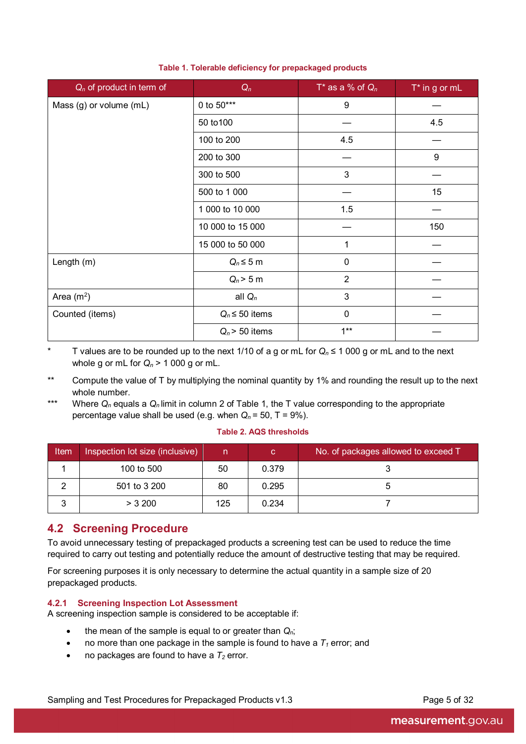**Table 1. Tolerable deficiency for prepackaged products**

| $Q_n$ of product in term of | $Q_n$ | T* as a % of $Q_n$ | T* in g or mL |
|---|---|---|---|
| Mass (g) or volume (mL) | 0 to 50*** | 9 | — |
| | 50 to100 | — | 4.5 |
| | 100 to 200 | 4.5 | — |
| | 200 to 300 | — | 9 |
| | 300 to 500 | 3 | — |
| | 500 to 1 000 | — | 15 |
| | 1 000 to 10 000 | 1.5 | — |
| | 10 000 to 15 000 | — | 150 |
| | 15 000 to 50 000 | 1 | — |
| Length (m) | $Q_n \leq 5$ m | 0 | — |
| | $Q_n > 5$ m | 2 | — |
| Area ($m^2$) | all $Q_n$ | 3 | — |
| Counted (items) | $Q_n \leq 50$ items | 0 | — |
| | $Q_n > 50$ items | 1** | — |

\* T values are to be rounded up to the next 1/10 of a g or mL for $Q_n \leq 1\,000$ g or mL and to the next whole g or mL for $Q_n > 1\,000$ g or mL.

\*\* Compute the value of T by multiplying the nominal quantity by 1% and rounding the result up to the next whole number.

\*\*\* Where $Q_n$ equals a $Q_n$ limit in column 2 of Table 1, the T value corresponding to the appropriate percentage value shall be used (e.g. when $Q_n = 50$, T = 9%).

**Table 2. AQS thresholds**

| Item | Inspection lot size (inclusive) | n | c | No. of packages allowed to exceed T |
|---|---|---|---|---|
| 1 | 100 to 500 | 50 | 0.379 | 3 |
| 2 | 501 to 3 200 | 80 | 0.295 | 5 |
| 3 | > 3 200 | 125 | 0.234 | 7 |

## 4.2 Screening Procedure

To avoid unnecessary testing of prepackaged products a screening test can be used to reduce the time required to carry out testing and potentially reduce the amount of destructive testing that may be required.

For screening purposes it is only necessary to determine the actual quantity in a sample size of 20 prepackaged products.

### 4.2.1 Screening Inspection Lot Assessment

A screening inspection sample is considered to be acceptable if:

- the mean of the sample is equal to or greater than $Q_n$;
- no more than one package in the sample is found to have a $T_1$ error; and
- no packages are found to have a $T_2$ error.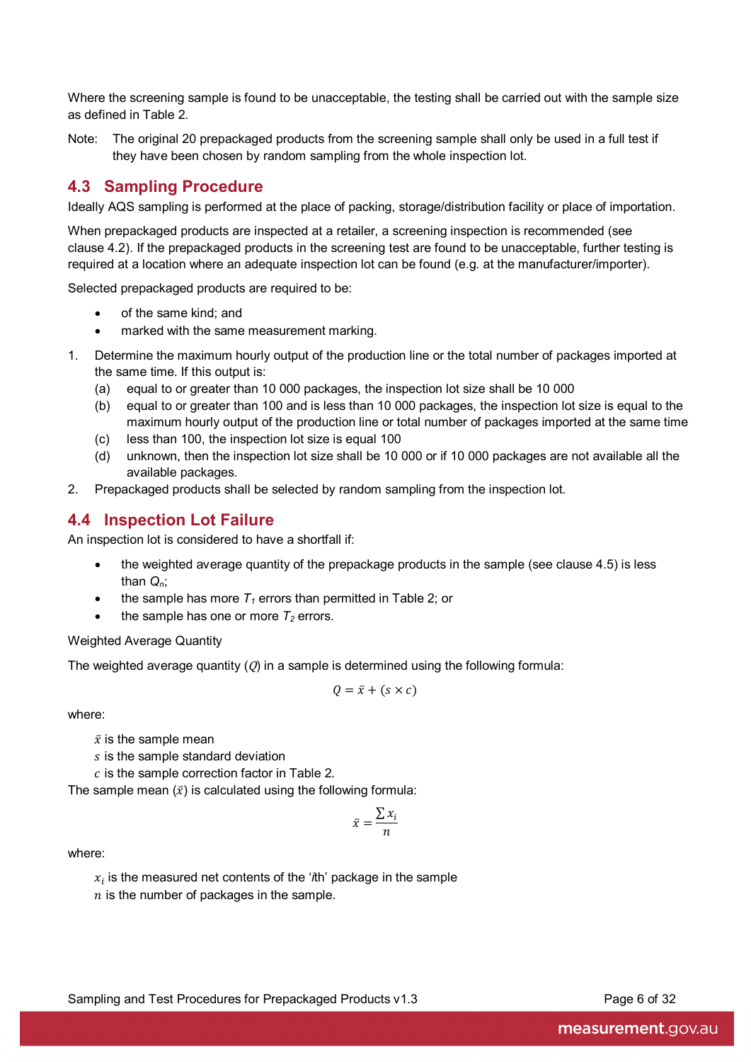Where the screening sample is found to be unacceptable, the testing shall be carried out with the sample size as defined in Table 2.

Note: The original 20 prepackaged products from the screening sample shall only be used in a full test if they have been chosen by random sampling from the whole inspection lot.

## 4.3 Sampling Procedure

Ideally AQS sampling is performed at the place of packing, storage/distribution facility or place of importation.

When prepackaged products are inspected at a retailer, a screening inspection is recommended (see clause 4.2). If the prepackaged products in the screening test are found to be unacceptable, further testing is required at a location where an adequate inspection lot can be found (e.g. at the manufacturer/importer).

Selected prepackaged products are required to be:

- of the same kind; and
- marked with the same measurement marking.

1. Determine the maximum hourly output of the production line or the total number of packages imported at the same time. If this output is:
   (a) equal to or greater than 10 000 packages, the inspection lot size shall be 10 000
   (b) equal to or greater than 100 and is less than 10 000 packages, the inspection lot size is equal to the maximum hourly output of the production line or total number of packages imported at the same time
   (c) less than 100, the inspection lot size is equal 100
   (d) unknown, then the inspection lot size shall be 10 000 or if 10 000 packages are not available all the available packages.
2. Prepackaged products shall be selected by random sampling from the inspection lot.

## 4.4 Inspection Lot Failure

An inspection lot is considered to have a shortfall if:

- the weighted average quantity of the prepackage products in the sample (see clause 4.5) is less than $Q_n$;
- the sample has more $T_1$ errors than permitted in Table 2; or
- the sample has one or more $T_2$ errors.

Weighted Average Quantity

The weighted average quantity ($Q$) in a sample is determined using the following formula:

$$Q = \bar{x} + (s \times c)$$

where:

$\bar{x}$ is the sample mean
$s$ is the sample standard deviation
$c$ is the sample correction factor in Table 2.

The sample mean ($\bar{x}$) is calculated using the following formula:

$$\bar{x} = \frac{\sum x_i}{n}$$

where:

$x_i$ is the measured net contents of the '*i*th' package in the sample
$n$ is the number of packages in the sample.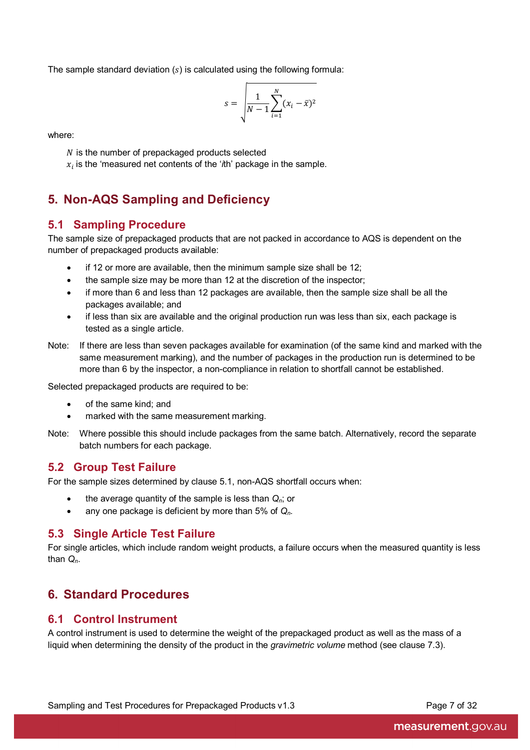The sample standard deviation ($s$) is calculated using the following formula:

$$s = \sqrt{\frac{1}{N-1}\sum_{i=1}^{N}(x_i - \bar{x})^2}$$

where:

$N$ is the number of prepackaged products selected
$x_i$ is the 'measured net contents of the '*i*th' package in the sample.

# 5. Non-AQS Sampling and Deficiency

## 5.1 Sampling Procedure

The sample size of prepackaged products that are not packed in accordance to AQS is dependent on the number of prepackaged products available:

- if 12 or more are available, then the minimum sample size shall be 12;
- the sample size may be more than 12 at the discretion of the inspector;
- if more than 6 and less than 12 packages are available, then the sample size shall be all the packages available; and
- if less than six are available and the original production run was less than six, each package is tested as a single article.

Note: If there are less than seven packages available for examination (of the same kind and marked with the same measurement marking), and the number of packages in the production run is determined to be more than 6 by the inspector, a non-compliance in relation to shortfall cannot be established.

Selected prepackaged products are required to be:

- of the same kind; and
- marked with the same measurement marking.

Note: Where possible this should include packages from the same batch. Alternatively, record the separate batch numbers for each package.

## 5.2 Group Test Failure

For the sample sizes determined by clause 5.1, non-AQS shortfall occurs when:

- the average quantity of the sample is less than $Q_n$; or
- any one package is deficient by more than 5% of $Q_n$.

## 5.3 Single Article Test Failure

For single articles, which include random weight products, a failure occurs when the measured quantity is less than $Q_n$.

# 6. Standard Procedures

## 6.1 Control Instrument

A control instrument is used to determine the weight of the prepackaged product as well as the mass of a liquid when determining the density of the product in the *gravimetric volume* method (see clause 7.3).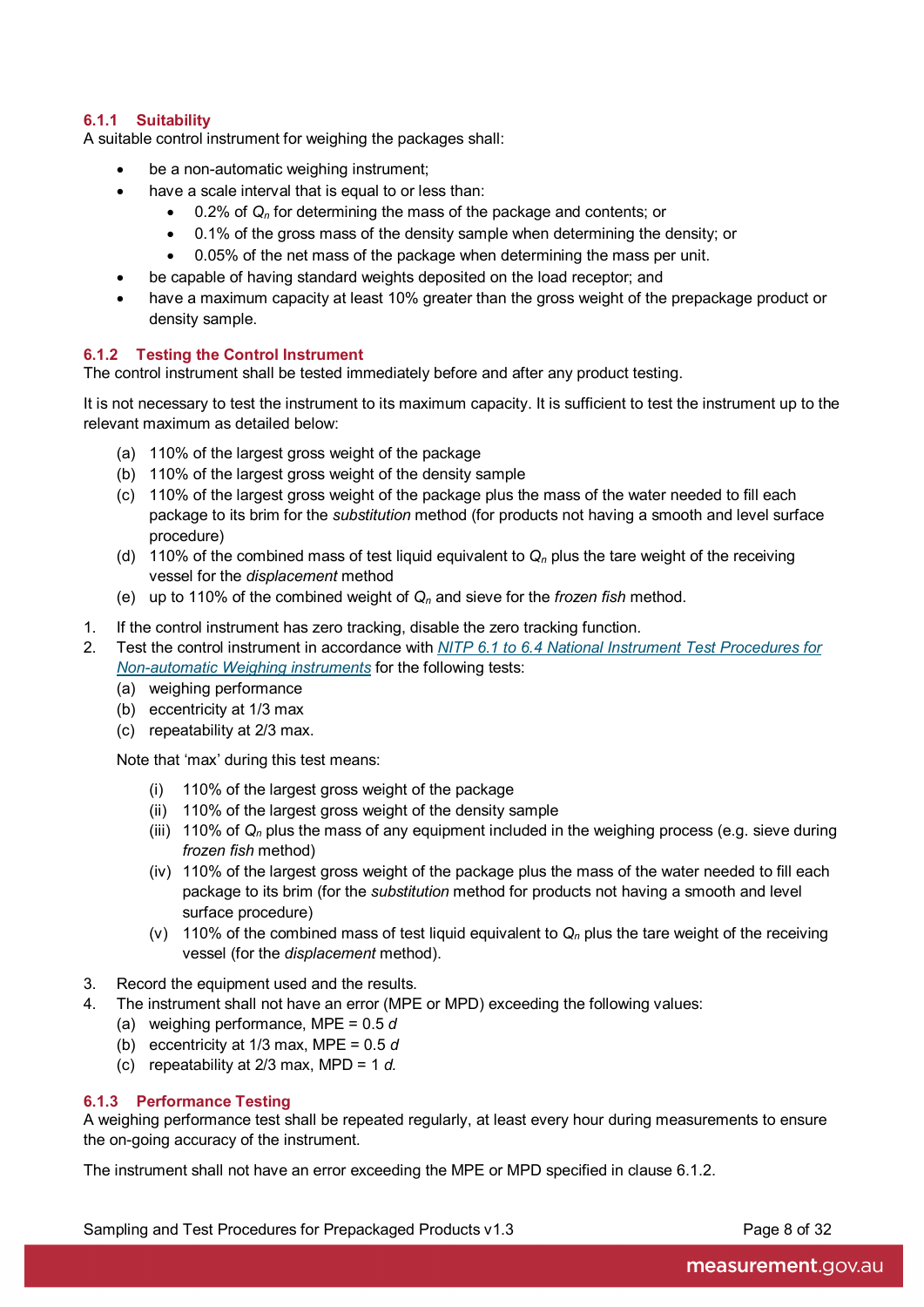### 6.1.1 Suitability

A suitable control instrument for weighing the packages shall:

- be a non-automatic weighing instrument;
- have a scale interval that is equal to or less than:
  - 0.2% of $Q_n$ for determining the mass of the package and contents; or
  - 0.1% of the gross mass of the density sample when determining the density; or
  - 0.05% of the net mass of the package when determining the mass per unit.
- be capable of having standard weights deposited on the load receptor; and
- have a maximum capacity at least 10% greater than the gross weight of the prepackage product or density sample.

### 6.1.2 Testing the Control Instrument

The control instrument shall be tested immediately before and after any product testing.

It is not necessary to test the instrument to its maximum capacity. It is sufficient to test the instrument up to the relevant maximum as detailed below:

(a) 110% of the largest gross weight of the package
(b) 110% of the largest gross weight of the density sample
(c) 110% of the largest gross weight of the package plus the mass of the water needed to fill each package to its brim for the *substitution* method (for products not having a smooth and level surface procedure)
(d) 110% of the combined mass of test liquid equivalent to $Q_n$ plus the tare weight of the receiving vessel for the *displacement* method
(e) up to 110% of the combined weight of $Q_n$ and sieve for the *frozen fish* method.

1. If the control instrument has zero tracking, disable the zero tracking function.
2. Test the control instrument in accordance with [NITP 6.1 to 6.4 National Instrument Test Procedures for Non-automatic Weighing instruments]() for the following tests:
   (a) weighing performance
   (b) eccentricity at 1/3 max
   (c) repeatability at 2/3 max.

   Note that 'max' during this test means:

   (i) 110% of the largest gross weight of the package
   (ii) 110% of the largest gross weight of the density sample
   (iii) 110% of $Q_n$ plus the mass of any equipment included in the weighing process (e.g. sieve during *frozen fish* method)
   (iv) 110% of the largest gross weight of the package plus the mass of the water needed to fill each package to its brim (for the *substitution* method for products not having a smooth and level surface procedure)
   (v) 110% of the combined mass of test liquid equivalent to $Q_n$ plus the tare weight of the receiving vessel (for the *displacement* method).
3. Record the equipment used and the results.
4. The instrument shall not have an error (MPE or MPD) exceeding the following values:
   (a) weighing performance, MPE = 0.5 *d*
   (b) eccentricity at 1/3 max, MPE = 0.5 *d*
   (c) repeatability at 2/3 max, MPD = 1 *d.*

### 6.1.3 Performance Testing

A weighing performance test shall be repeated regularly, at least every hour during measurements to ensure the on-going accuracy of the instrument.

The instrument shall not have an error exceeding the MPE or MPD specified in clause 6.1.2.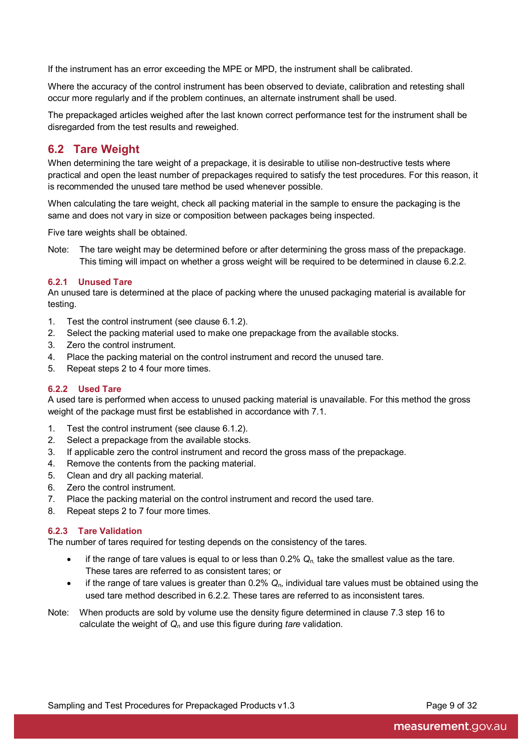If the instrument has an error exceeding the MPE or MPD, the instrument shall be calibrated.

Where the accuracy of the control instrument has been observed to deviate, calibration and retesting shall occur more regularly and if the problem continues, an alternate instrument shall be used.

The prepackaged articles weighed after the last known correct performance test for the instrument shall be disregarded from the test results and reweighed.

## 6.2 Tare Weight

When determining the tare weight of a prepackage, it is desirable to utilise non-destructive tests where practical and open the least number of prepackages required to satisfy the test procedures. For this reason, it is recommended the unused tare method be used whenever possible.

When calculating the tare weight, check all packing material in the sample to ensure the packaging is the same and does not vary in size or composition between packages being inspected.

Five tare weights shall be obtained.

Note: The tare weight may be determined before or after determining the gross mass of the prepackage. This timing will impact on whether a gross weight will be required to be determined in clause 6.2.2.

### 6.2.1 Unused Tare

An unused tare is determined at the place of packing where the unused packaging material is available for testing.

1. Test the control instrument (see clause 6.1.2).
2. Select the packing material used to make one prepackage from the available stocks.
3. Zero the control instrument.
4. Place the packing material on the control instrument and record the unused tare.
5. Repeat steps 2 to 4 four more times.

### 6.2.2 Used Tare

A used tare is performed when access to unused packing material is unavailable. For this method the gross weight of the package must first be established in accordance with 7.1.

1. Test the control instrument (see clause 6.1.2).
2. Select a prepackage from the available stocks.
3. If applicable zero the control instrument and record the gross mass of the prepackage.
4. Remove the contents from the packing material.
5. Clean and dry all packing material.
6. Zero the control instrument.
7. Place the packing material on the control instrument and record the used tare.
8. Repeat steps 2 to 7 four more times.

### 6.2.3 Tare Validation

The number of tares required for testing depends on the consistency of the tares.

- if the range of tare values is equal to or less than 0.2% $Q_n$, take the smallest value as the tare. These tares are referred to as consistent tares; or
- if the range of tare values is greater than 0.2% $Q_n$, individual tare values must be obtained using the used tare method described in 6.2.2. These tares are referred to as inconsistent tares.

Note: When products are sold by volume use the density figure determined in clause 7.3 step 16 to calculate the weight of $Q_n$ and use this figure during *tare* validation.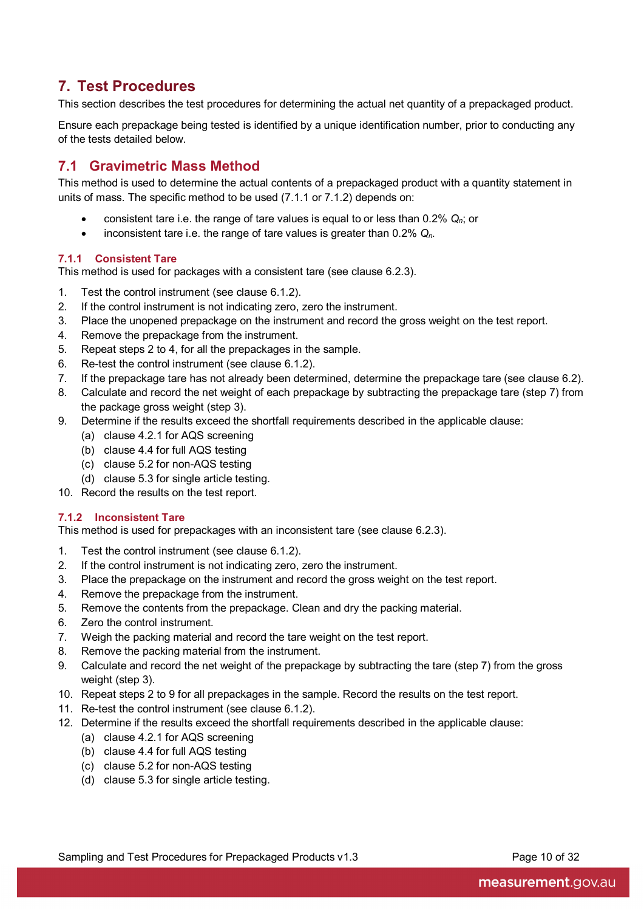# 7. Test Procedures

This section describes the test procedures for determining the actual net quantity of a prepackaged product.

Ensure each prepackage being tested is identified by a unique identification number, prior to conducting any of the tests detailed below.

## 7.1 Gravimetric Mass Method

This method is used to determine the actual contents of a prepackaged product with a quantity statement in units of mass. The specific method to be used (7.1.1 or 7.1.2) depends on:

- consistent tare i.e. the range of tare values is equal to or less than 0.2% $Q_n$; or
- inconsistent tare i.e. the range of tare values is greater than 0.2% $Q_n$.

### 7.1.1 Consistent Tare

This method is used for packages with a consistent tare (see clause 6.2.3).

1. Test the control instrument (see clause 6.1.2).
2. If the control instrument is not indicating zero, zero the instrument.
3. Place the unopened prepackage on the instrument and record the gross weight on the test report.
4. Remove the prepackage from the instrument.
5. Repeat steps 2 to 4, for all the prepackages in the sample.
6. Re-test the control instrument (see clause 6.1.2).
7. If the prepackage tare has not already been determined, determine the prepackage tare (see clause 6.2).
8. Calculate and record the net weight of each prepackage by subtracting the prepackage tare (step 7) from the package gross weight (step 3).
9. Determine if the results exceed the shortfall requirements described in the applicable clause:
   (a) clause 4.2.1 for AQS screening
   (b) clause 4.4 for full AQS testing
   (c) clause 5.2 for non-AQS testing
   (d) clause 5.3 for single article testing.
10. Record the results on the test report.

### 7.1.2 Inconsistent Tare

This method is used for prepackages with an inconsistent tare (see clause 6.2.3).

1. Test the control instrument (see clause 6.1.2).
2. If the control instrument is not indicating zero, zero the instrument.
3. Place the prepackage on the instrument and record the gross weight on the test report.
4. Remove the prepackage from the instrument.
5. Remove the contents from the prepackage. Clean and dry the packing material.
6. Zero the control instrument.
7. Weigh the packing material and record the tare weight on the test report.
8. Remove the packing material from the instrument.
9. Calculate and record the net weight of the prepackage by subtracting the tare (step 7) from the gross weight (step 3).
10. Repeat steps 2 to 9 for all prepackages in the sample. Record the results on the test report.
11. Re-test the control instrument (see clause 6.1.2).
12. Determine if the results exceed the shortfall requirements described in the applicable clause:
    (a) clause 4.2.1 for AQS screening
    (b) clause 4.4 for full AQS testing
    (c) clause 5.2 for non-AQS testing
    (d) clause 5.3 for single article testing.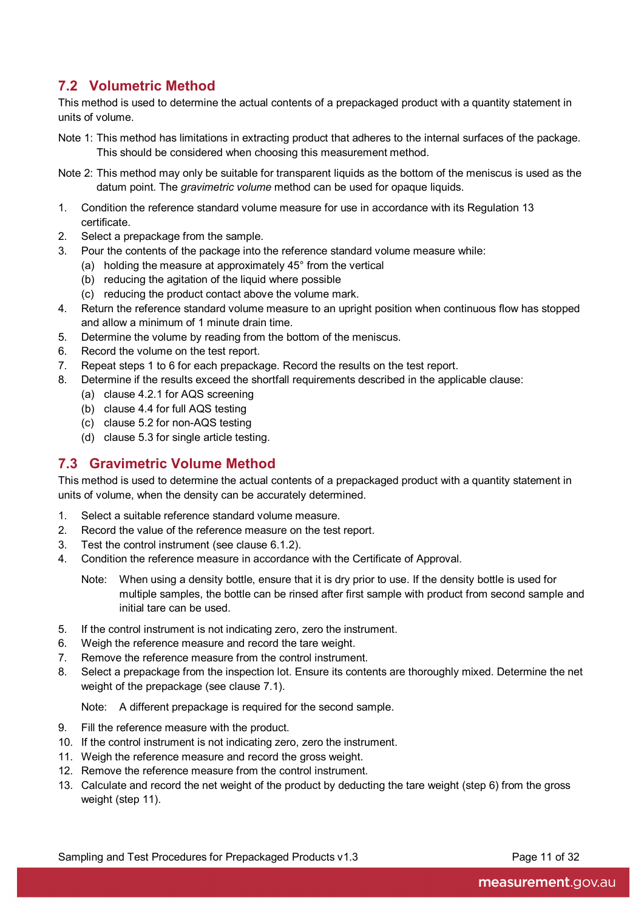## 7.2 Volumetric Method

This method is used to determine the actual contents of a prepackaged product with a quantity statement in units of volume.

Note 1: This method has limitations in extracting product that adheres to the internal surfaces of the package. This should be considered when choosing this measurement method.

Note 2: This method may only be suitable for transparent liquids as the bottom of the meniscus is used as the datum point. The *gravimetric volume* method can be used for opaque liquids.

1. Condition the reference standard volume measure for use in accordance with its Regulation 13 certificate.
2. Select a prepackage from the sample.
3. Pour the contents of the package into the reference standard volume measure while:
   (a) holding the measure at approximately 45° from the vertical
   (b) reducing the agitation of the liquid where possible
   (c) reducing the product contact above the volume mark.
4. Return the reference standard volume measure to an upright position when continuous flow has stopped and allow a minimum of 1 minute drain time.
5. Determine the volume by reading from the bottom of the meniscus.
6. Record the volume on the test report.
7. Repeat steps 1 to 6 for each prepackage. Record the results on the test report.
8. Determine if the results exceed the shortfall requirements described in the applicable clause:
   (a) clause 4.2.1 for AQS screening
   (b) clause 4.4 for full AQS testing
   (c) clause 5.2 for non-AQS testing
   (d) clause 5.3 for single article testing.

## 7.3 Gravimetric Volume Method

This method is used to determine the actual contents of a prepackaged product with a quantity statement in units of volume, when the density can be accurately determined.

1. Select a suitable reference standard volume measure.
2. Record the value of the reference measure on the test report.
3. Test the control instrument (see clause 6.1.2).
4. Condition the reference measure in accordance with the Certificate of Approval.

   Note: When using a density bottle, ensure that it is dry prior to use. If the density bottle is used for multiple samples, the bottle can be rinsed after first sample with product from second sample and initial tare can be used.

5. If the control instrument is not indicating zero, zero the instrument.
6. Weigh the reference measure and record the tare weight.
7. Remove the reference measure from the control instrument.
8. Select a prepackage from the inspection lot. Ensure its contents are thoroughly mixed. Determine the net weight of the prepackage (see clause 7.1).

   Note: A different prepackage is required for the second sample.

9. Fill the reference measure with the product.
10. If the control instrument is not indicating zero, zero the instrument.
11. Weigh the reference measure and record the gross weight.
12. Remove the reference measure from the control instrument.
13. Calculate and record the net weight of the product by deducting the tare weight (step 6) from the gross weight (step 11).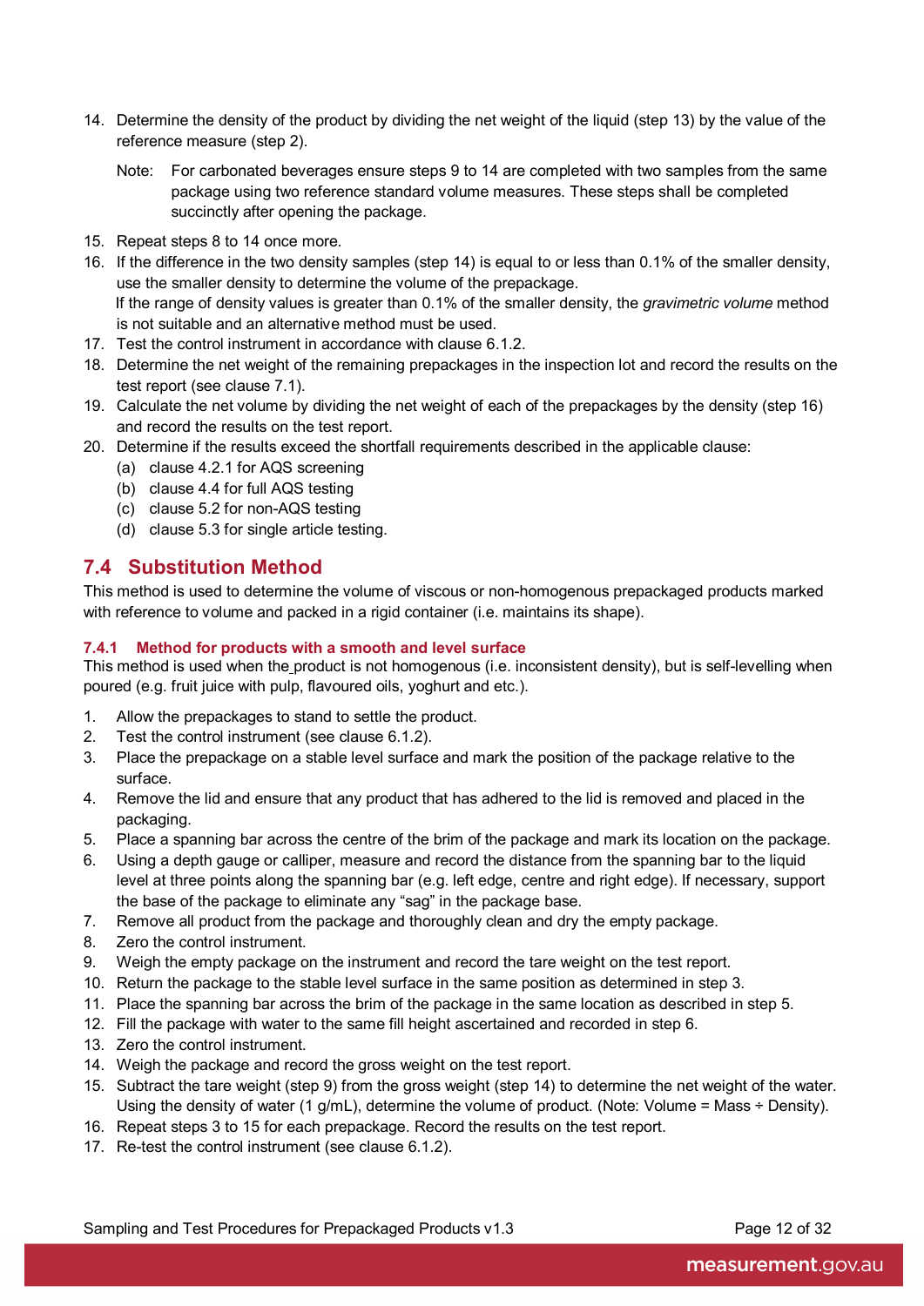14. Determine the density of the product by dividing the net weight of the liquid (step 13) by the value of the reference measure (step 2).

    Note: For carbonated beverages ensure steps 9 to 14 are completed with two samples from the same package using two reference standard volume measures. These steps shall be completed succinctly after opening the package.

15. Repeat steps 8 to 14 once more.
16. If the difference in the two density samples (step 14) is equal to or less than 0.1% of the smaller density, use the smaller density to determine the volume of the prepackage.
    If the range of density values is greater than 0.1% of the smaller density, the *gravimetric volume* method is not suitable and an alternative method must be used.
17. Test the control instrument in accordance with clause 6.1.2.
18. Determine the net weight of the remaining prepackages in the inspection lot and record the results on the test report (see clause 7.1).
19. Calculate the net volume by dividing the net weight of each of the prepackages by the density (step 16) and record the results on the test report.
20. Determine if the results exceed the shortfall requirements described in the applicable clause:
    (a) clause 4.2.1 for AQS screening
    (b) clause 4.4 for full AQS testing
    (c) clause 5.2 for non-AQS testing
    (d) clause 5.3 for single article testing.

## 7.4 Substitution Method

This method is used to determine the volume of viscous or non-homogenous prepackaged products marked with reference to volume and packed in a rigid container (i.e. maintains its shape).

### 7.4.1 Method for products with a smooth and level surface

This method is used when the product is not homogenous (i.e. inconsistent density), but is self-levelling when poured (e.g. fruit juice with pulp, flavoured oils, yoghurt and etc.).

1. Allow the prepackages to stand to settle the product.
2. Test the control instrument (see clause 6.1.2).
3. Place the prepackage on a stable level surface and mark the position of the package relative to the surface.
4. Remove the lid and ensure that any product that has adhered to the lid is removed and placed in the packaging.
5. Place a spanning bar across the centre of the brim of the package and mark its location on the package.
6. Using a depth gauge or calliper, measure and record the distance from the spanning bar to the liquid level at three points along the spanning bar (e.g. left edge, centre and right edge). If necessary, support the base of the package to eliminate any "sag" in the package base.
7. Remove all product from the package and thoroughly clean and dry the empty package.
8. Zero the control instrument.
9. Weigh the empty package on the instrument and record the tare weight on the test report.
10. Return the package to the stable level surface in the same position as determined in step 3.
11. Place the spanning bar across the brim of the package in the same location as described in step 5.
12. Fill the package with water to the same fill height ascertained and recorded in step 6.
13. Zero the control instrument.
14. Weigh the package and record the gross weight on the test report.
15. Subtract the tare weight (step 9) from the gross weight (step 14) to determine the net weight of the water. Using the density of water (1 g/mL), determine the volume of product. (Note: Volume = Mass ÷ Density).
16. Repeat steps 3 to 15 for each prepackage. Record the results on the test report.
17. Re-test the control instrument (see clause 6.1.2).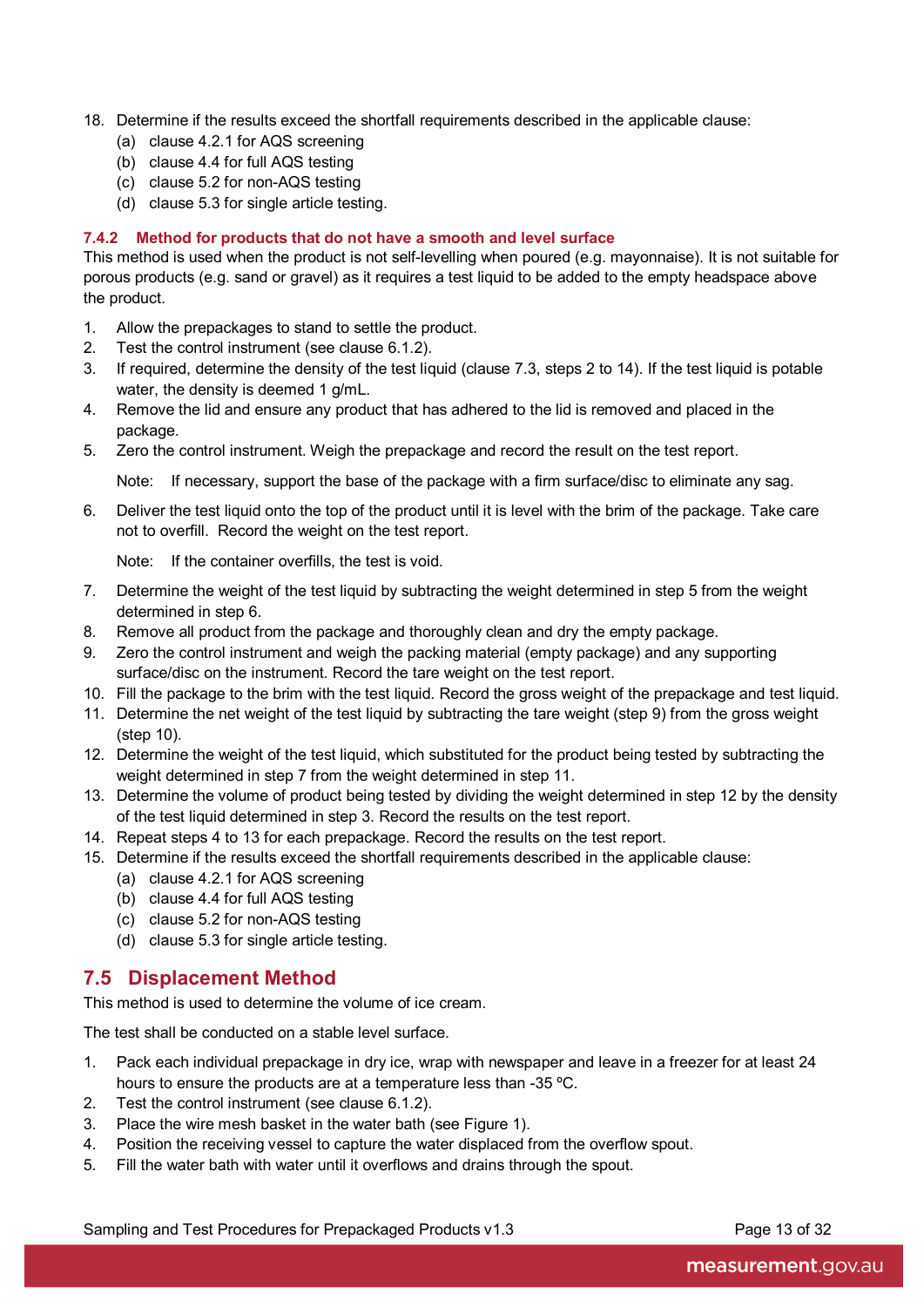18. Determine if the results exceed the shortfall requirements described in the applicable clause:
    (a) clause 4.2.1 for AQS screening
    (b) clause 4.4 for full AQS testing
    (c) clause 5.2 for non-AQS testing
    (d) clause 5.3 for single article testing.

### 7.4.2 Method for products that do not have a smooth and level surface

This method is used when the product is not self-levelling when poured (e.g. mayonnaise). It is not suitable for porous products (e.g. sand or gravel) as it requires a test liquid to be added to the empty headspace above the product.

1. Allow the prepackages to stand to settle the product.
2. Test the control instrument (see clause 6.1.2).
3. If required, determine the density of the test liquid (clause 7.3, steps 2 to 14). If the test liquid is potable water, the density is deemed 1 g/mL.
4. Remove the lid and ensure any product that has adhered to the lid is removed and placed in the package.
5. Zero the control instrument. Weigh the prepackage and record the result on the test report.

   Note: If necessary, support the base of the package with a firm surface/disc to eliminate any sag.

6. Deliver the test liquid onto the top of the product until it is level with the brim of the package. Take care not to overfill. Record the weight on the test report.

   Note: If the container overfills, the test is void.

7. Determine the weight of the test liquid by subtracting the weight determined in step 5 from the weight determined in step 6.
8. Remove all product from the package and thoroughly clean and dry the empty package.
9. Zero the control instrument and weigh the packing material (empty package) and any supporting surface/disc on the instrument. Record the tare weight on the test report.
10. Fill the package to the brim with the test liquid. Record the gross weight of the prepackage and test liquid.
11. Determine the net weight of the test liquid by subtracting the tare weight (step 9) from the gross weight (step 10).
12. Determine the weight of the test liquid, which substituted for the product being tested by subtracting the weight determined in step 7 from the weight determined in step 11.
13. Determine the volume of product being tested by dividing the weight determined in step 12 by the density of the test liquid determined in step 3. Record the results on the test report.
14. Repeat steps 4 to 13 for each prepackage. Record the results on the test report.
15. Determine if the results exceed the shortfall requirements described in the applicable clause:
    (a) clause 4.2.1 for AQS screening
    (b) clause 4.4 for full AQS testing
    (c) clause 5.2 for non-AQS testing
    (d) clause 5.3 for single article testing.

## 7.5 Displacement Method

This method is used to determine the volume of ice cream.

The test shall be conducted on a stable level surface.

1. Pack each individual prepackage in dry ice, wrap with newspaper and leave in a freezer for at least 24 hours to ensure the products are at a temperature less than -35 ºC.
2. Test the control instrument (see clause 6.1.2).
3. Place the wire mesh basket in the water bath (see Figure 1).
4. Position the receiving vessel to capture the water displaced from the overflow spout.
5. Fill the water bath with water until it overflows and drains through the spout.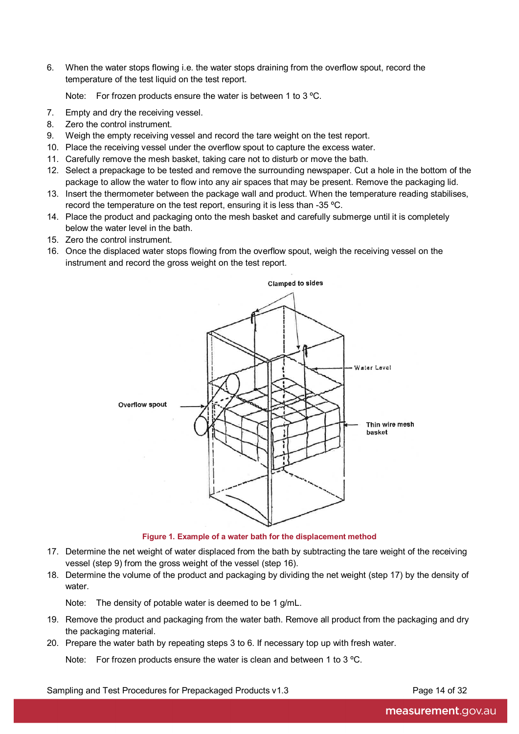6. When the water stops flowing i.e. the water stops draining from the overflow spout, record the temperature of the test liquid on the test report.

   Note: For frozen products ensure the water is between 1 to 3 ºC.

7. Empty and dry the receiving vessel.
8. Zero the control instrument.
9. Weigh the empty receiving vessel and record the tare weight on the test report.
10. Place the receiving vessel under the overflow spout to capture the excess water.
11. Carefully remove the mesh basket, taking care not to disturb or move the bath.
12. Select a prepackage to be tested and remove the surrounding newspaper. Cut a hole in the bottom of the package to allow the water to flow into any air spaces that may be present. Remove the packaging lid.
13. Insert the thermometer between the package wall and product. When the temperature reading stabilises, record the temperature on the test report, ensuring it is less than -35 ºC.
14. Place the product and packaging onto the mesh basket and carefully submerge until it is completely below the water level in the bath.
15. Zero the control instrument.
16. Once the displaced water stops flowing from the overflow spout, weigh the receiving vessel on the instrument and record the gross weight on the test report.

**Figure 1. Example of a water bath for the displacement method**

17. Determine the net weight of water displaced from the bath by subtracting the tare weight of the receiving vessel (step 9) from the gross weight of the vessel (step 16).
18. Determine the volume of the product and packaging by dividing the net weight (step 17) by the density of water.

    Note: The density of potable water is deemed to be 1 g/mL.

19. Remove the product and packaging from the water bath. Remove all product from the packaging and dry the packaging material.
20. Prepare the water bath by repeating steps 3 to 6. If necessary top up with fresh water.

    Note: For frozen products ensure the water is clean and between 1 to 3 ºC.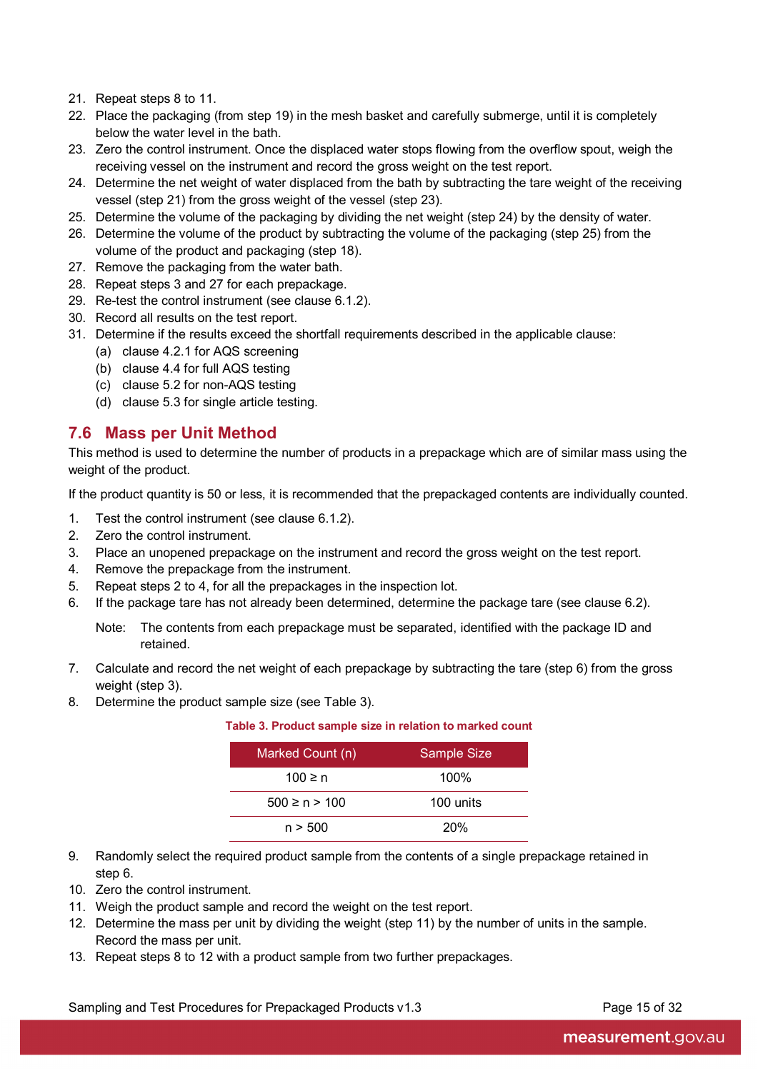21. Repeat steps 8 to 11.
22. Place the packaging (from step 19) in the mesh basket and carefully submerge, until it is completely below the water level in the bath.
23. Zero the control instrument. Once the displaced water stops flowing from the overflow spout, weigh the receiving vessel on the instrument and record the gross weight on the test report.
24. Determine the net weight of water displaced from the bath by subtracting the tare weight of the receiving vessel (step 21) from the gross weight of the vessel (step 23).
25. Determine the volume of the packaging by dividing the net weight (step 24) by the density of water.
26. Determine the volume of the product by subtracting the volume of the packaging (step 25) from the volume of the product and packaging (step 18).
27. Remove the packaging from the water bath.
28. Repeat steps 3 and 27 for each prepackage.
29. Re-test the control instrument (see clause 6.1.2).
30. Record all results on the test report.
31. Determine if the results exceed the shortfall requirements described in the applicable clause:
    (a) clause 4.2.1 for AQS screening
    (b) clause 4.4 for full AQS testing
    (c) clause 5.2 for non-AQS testing
    (d) clause 5.3 for single article testing.

## 7.6 Mass per Unit Method

This method is used to determine the number of products in a prepackage which are of similar mass using the weight of the product.

If the product quantity is 50 or less, it is recommended that the prepackaged contents are individually counted.

1. Test the control instrument (see clause 6.1.2).
2. Zero the control instrument.
3. Place an unopened prepackage on the instrument and record the gross weight on the test report.
4. Remove the prepackage from the instrument.
5. Repeat steps 2 to 4, for all the prepackages in the inspection lot.
6. If the package tare has not already been determined, determine the package tare (see clause 6.2).

   Note: The contents from each prepackage must be separated, identified with the package ID and retained.

7. Calculate and record the net weight of each prepackage by subtracting the tare (step 6) from the gross weight (step 3).
8. Determine the product sample size (see Table 3).

**Table 3. Product sample size in relation to marked count**

| Marked Count (n) | Sample Size |
|---|---|
| $100 \geq n$ | 100% |
| $500 \geq n > 100$ | 100 units |
| $n > 500$ | 20% |

9. Randomly select the required product sample from the contents of a single prepackage retained in step 6.
10. Zero the control instrument.
11. Weigh the product sample and record the weight on the test report.
12. Determine the mass per unit by dividing the weight (step 11) by the number of units in the sample. Record the mass per unit.
13. Repeat steps 8 to 12 with a product sample from two further prepackages.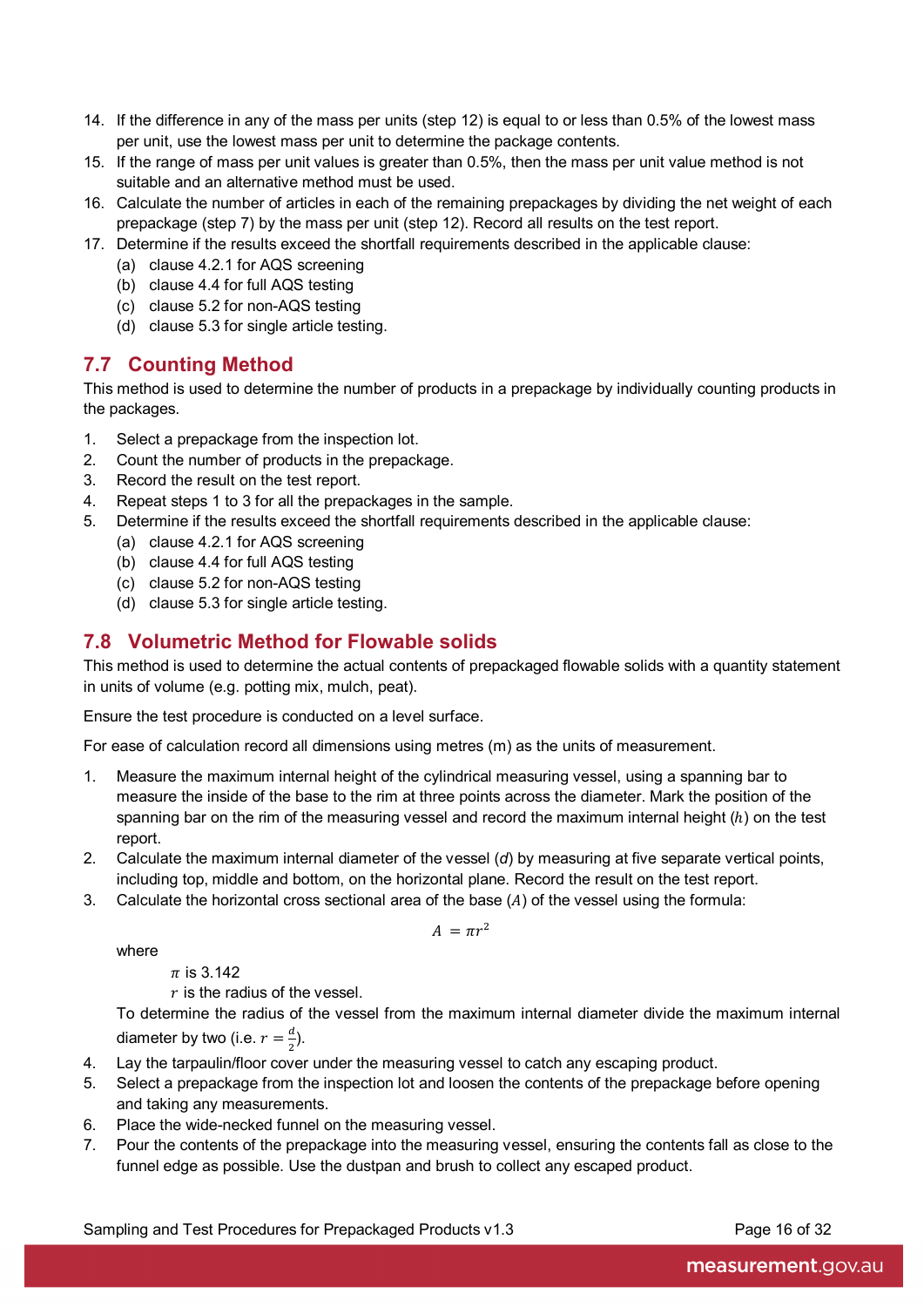14. If the difference in any of the mass per units (step 12) is equal to or less than 0.5% of the lowest mass per unit, use the lowest mass per unit to determine the package contents.
15. If the range of mass per unit values is greater than 0.5%, then the mass per unit value method is not suitable and an alternative method must be used.
16. Calculate the number of articles in each of the remaining prepackages by dividing the net weight of each prepackage (step 7) by the mass per unit (step 12). Record all results on the test report.
17. Determine if the results exceed the shortfall requirements described in the applicable clause:
    (a) clause 4.2.1 for AQS screening
    (b) clause 4.4 for full AQS testing
    (c) clause 5.2 for non-AQS testing
    (d) clause 5.3 for single article testing.

## 7.7 Counting Method

This method is used to determine the number of products in a prepackage by individually counting products in the packages.

1. Select a prepackage from the inspection lot.
2. Count the number of products in the prepackage.
3. Record the result on the test report.
4. Repeat steps 1 to 3 for all the prepackages in the sample.
5. Determine if the results exceed the shortfall requirements described in the applicable clause:
    (a) clause 4.2.1 for AQS screening
    (b) clause 4.4 for full AQS testing
    (c) clause 5.2 for non-AQS testing
    (d) clause 5.3 for single article testing.

## 7.8 Volumetric Method for Flowable solids

This method is used to determine the actual contents of prepackaged flowable solids with a quantity statement in units of volume (e.g. potting mix, mulch, peat).

Ensure the test procedure is conducted on a level surface.

For ease of calculation record all dimensions using metres (m) as the units of measurement.

1. Measure the maximum internal height of the cylindrical measuring vessel, using a spanning bar to measure the inside of the base to the rim at three points across the diameter. Mark the position of the spanning bar on the rim of the measuring vessel and record the maximum internal height ($h$) on the test report.
2. Calculate the maximum internal diameter of the vessel ($d$) by measuring at five separate vertical points, including top, middle and bottom, on the horizontal plane. Record the result on the test report.
3. Calculate the horizontal cross sectional area of the base ($A$) of the vessel using the formula:

    $$A = \pi r^2$$

    where

    $\pi$ is 3.142

    $r$ is the radius of the vessel.

    To determine the radius of the vessel from the maximum internal diameter divide the maximum internal diameter by two (i.e. $r = \frac{d}{2}$).
4. Lay the tarpaulin/floor cover under the measuring vessel to catch any escaping product.
5. Select a prepackage from the inspection lot and loosen the contents of the prepackage before opening and taking any measurements.
6. Place the wide-necked funnel on the measuring vessel.
7. Pour the contents of the prepackage into the measuring vessel, ensuring the contents fall as close to the funnel edge as possible. Use the dustpan and brush to collect any escaped product.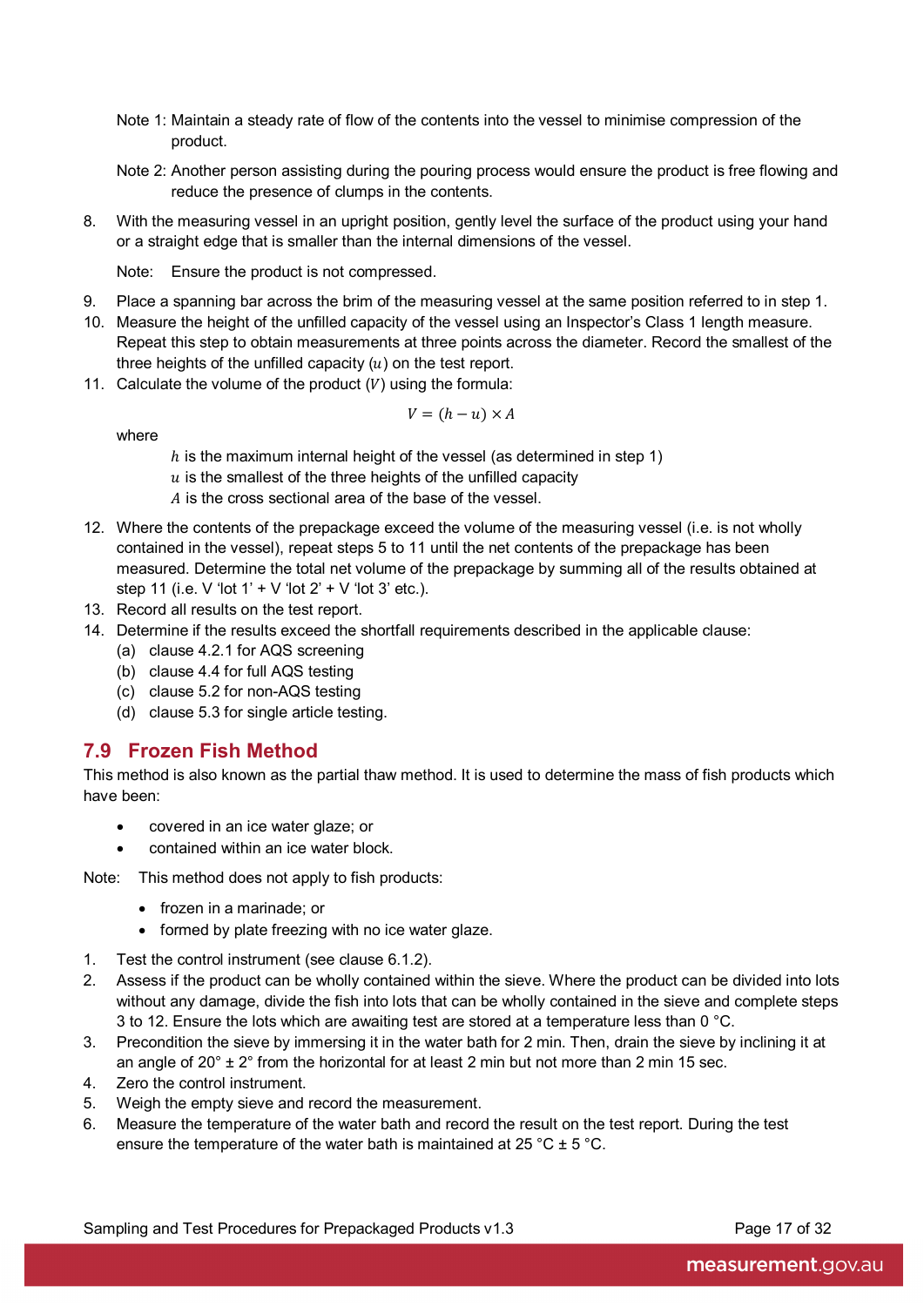Note 1: Maintain a steady rate of flow of the contents into the vessel to minimise compression of the product.

Note 2: Another person assisting during the pouring process would ensure the product is free flowing and reduce the presence of clumps in the contents.

8. With the measuring vessel in an upright position, gently level the surface of the product using your hand or a straight edge that is smaller than the internal dimensions of the vessel.

   Note: Ensure the product is not compressed.

9. Place a spanning bar across the brim of the measuring vessel at the same position referred to in step 1.
10. Measure the height of the unfilled capacity of the vessel using an Inspector's Class 1 length measure. Repeat this step to obtain measurements at three points across the diameter. Record the smallest of the three heights of the unfilled capacity ($u$) on the test report.
11. Calculate the volume of the product ($V$) using the formula:

$$V = (h - u) \times A$$

   where

   $h$ is the maximum internal height of the vessel (as determined in step 1)
   $u$ is the smallest of the three heights of the unfilled capacity
   $A$ is the cross sectional area of the base of the vessel.

12. Where the contents of the prepackage exceed the volume of the measuring vessel (i.e. is not wholly contained in the vessel), repeat steps 5 to 11 until the net contents of the prepackage has been measured. Determine the total net volume of the prepackage by summing all of the results obtained at step 11 (i.e. V 'lot 1' + V 'lot 2' + V 'lot 3' etc.).
13. Record all results on the test report.
14. Determine if the results exceed the shortfall requirements described in the applicable clause:
    (a) clause 4.2.1 for AQS screening
    (b) clause 4.4 for full AQS testing
    (c) clause 5.2 for non-AQS testing
    (d) clause 5.3 for single article testing.

## 7.9 Frozen Fish Method

This method is also known as the partial thaw method. It is used to determine the mass of fish products which have been:

- covered in an ice water glaze; or
- contained within an ice water block.

Note: This method does not apply to fish products:

- frozen in a marinade; or
- formed by plate freezing with no ice water glaze.

1. Test the control instrument (see clause 6.1.2).
2. Assess if the product can be wholly contained within the sieve. Where the product can be divided into lots without any damage, divide the fish into lots that can be wholly contained in the sieve and complete steps 3 to 12. Ensure the lots which are awaiting test are stored at a temperature less than 0 °C.
3. Precondition the sieve by immersing it in the water bath for 2 min. Then, drain the sieve by inclining it at an angle of 20° ± 2° from the horizontal for at least 2 min but not more than 2 min 15 sec.
4. Zero the control instrument.
5. Weigh the empty sieve and record the measurement.
6. Measure the temperature of the water bath and record the result on the test report. During the test ensure the temperature of the water bath is maintained at 25 °C ± 5 °C.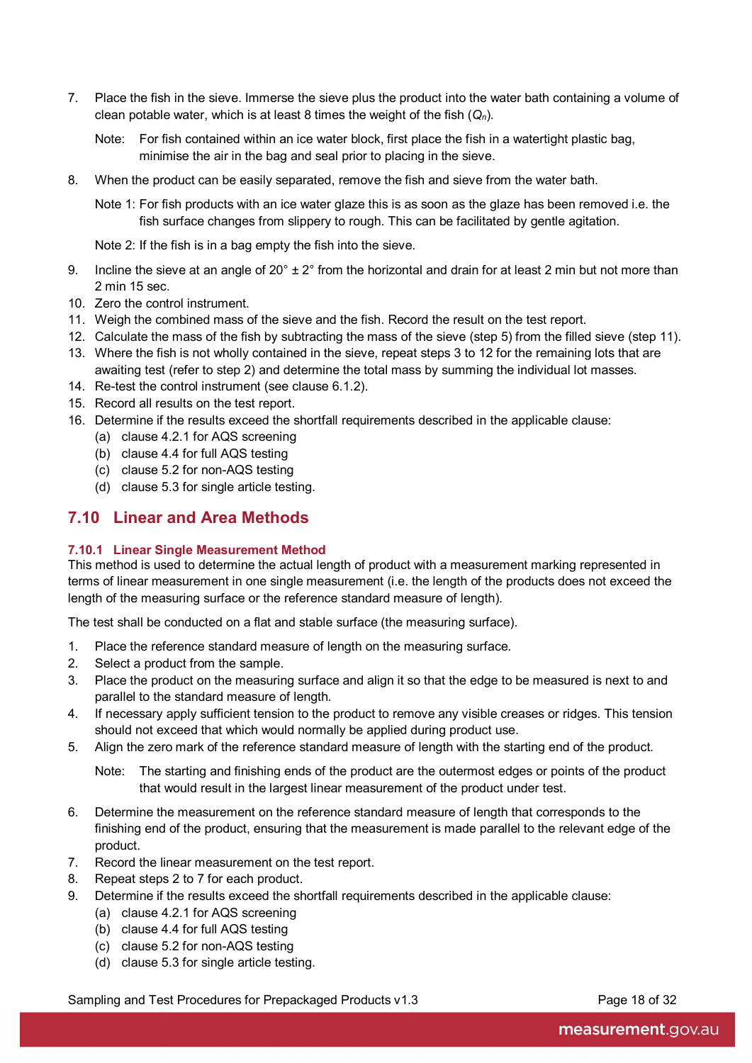7. Place the fish in the sieve. Immerse the sieve plus the product into the water bath containing a volume of clean potable water, which is at least 8 times the weight of the fish ($Q_n$).

   Note: For fish contained within an ice water block, first place the fish in a watertight plastic bag, minimise the air in the bag and seal prior to placing in the sieve.

8. When the product can be easily separated, remove the fish and sieve from the water bath.

   Note 1: For fish products with an ice water glaze this is as soon as the glaze has been removed i.e. the fish surface changes from slippery to rough. This can be facilitated by gentle agitation.

   Note 2: If the fish is in a bag empty the fish into the sieve.

9. Incline the sieve at an angle of 20° ± 2° from the horizontal and drain for at least 2 min but not more than 2 min 15 sec.
10. Zero the control instrument.
11. Weigh the combined mass of the sieve and the fish. Record the result on the test report.
12. Calculate the mass of the fish by subtracting the mass of the sieve (step 5) from the filled sieve (step 11).
13. Where the fish is not wholly contained in the sieve, repeat steps 3 to 12 for the remaining lots that are awaiting test (refer to step 2) and determine the total mass by summing the individual lot masses.
14. Re-test the control instrument (see clause 6.1.2).
15. Record all results on the test report.
16. Determine if the results exceed the shortfall requirements described in the applicable clause:
    (a) clause 4.2.1 for AQS screening
    (b) clause 4.4 for full AQS testing
    (c) clause 5.2 for non-AQS testing
    (d) clause 5.3 for single article testing.

## 7.10 Linear and Area Methods

### 7.10.1 Linear Single Measurement Method

This method is used to determine the actual length of product with a measurement marking represented in terms of linear measurement in one single measurement (i.e. the length of the products does not exceed the length of the measuring surface or the reference standard measure of length).

The test shall be conducted on a flat and stable surface (the measuring surface).

1. Place the reference standard measure of length on the measuring surface.
2. Select a product from the sample.
3. Place the product on the measuring surface and align it so that the edge to be measured is next to and parallel to the standard measure of length.
4. If necessary apply sufficient tension to the product to remove any visible creases or ridges. This tension should not exceed that which would normally be applied during product use.
5. Align the zero mark of the reference standard measure of length with the starting end of the product.

   Note: The starting and finishing ends of the product are the outermost edges or points of the product that would result in the largest linear measurement of the product under test.

6. Determine the measurement on the reference standard measure of length that corresponds to the finishing end of the product, ensuring that the measurement is made parallel to the relevant edge of the product.
7. Record the linear measurement on the test report.
8. Repeat steps 2 to 7 for each product.
9. Determine if the results exceed the shortfall requirements described in the applicable clause:
   (a) clause 4.2.1 for AQS screening
   (b) clause 4.4 for full AQS testing
   (c) clause 5.2 for non-AQS testing
   (d) clause 5.3 for single article testing.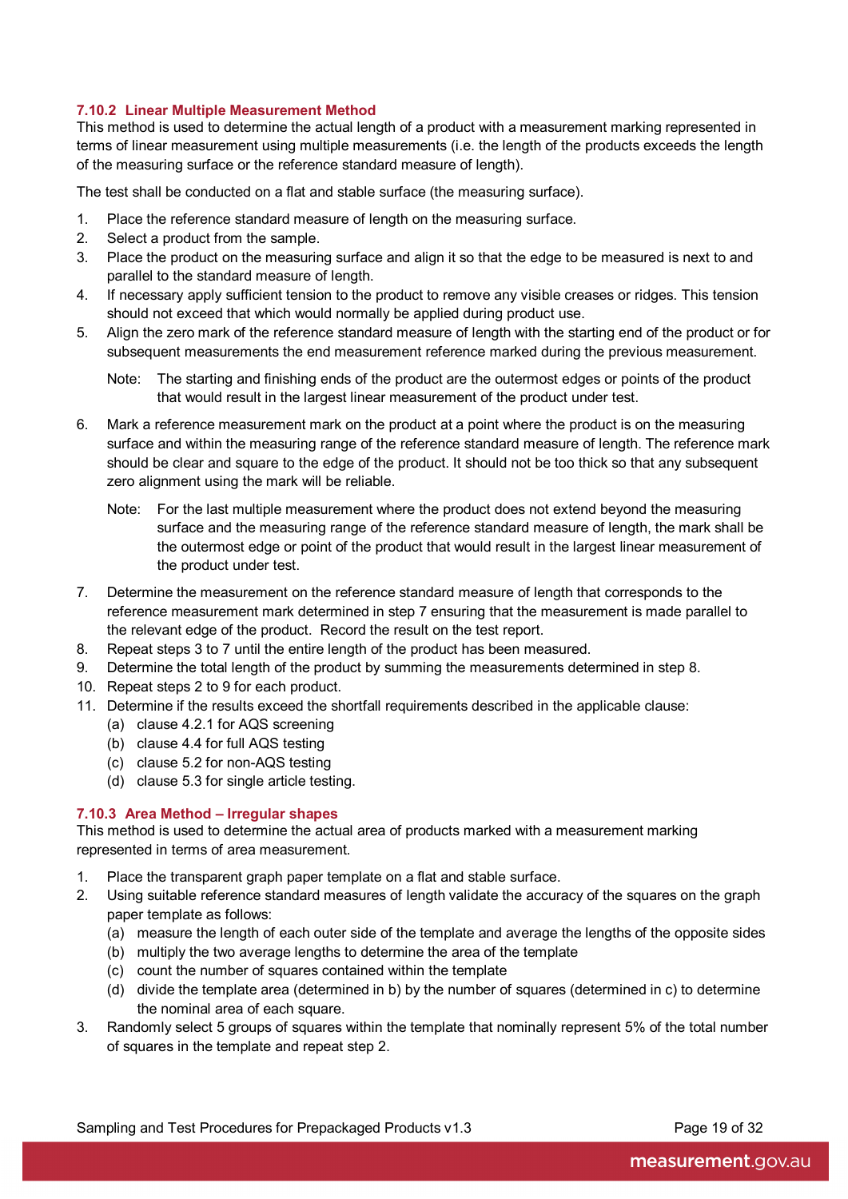### 7.10.2 Linear Multiple Measurement Method

This method is used to determine the actual length of a product with a measurement marking represented in terms of linear measurement using multiple measurements (i.e. the length of the products exceeds the length of the measuring surface or the reference standard measure of length).

The test shall be conducted on a flat and stable surface (the measuring surface).

1. Place the reference standard measure of length on the measuring surface.
2. Select a product from the sample.
3. Place the product on the measuring surface and align it so that the edge to be measured is next to and parallel to the standard measure of length.
4. If necessary apply sufficient tension to the product to remove any visible creases or ridges. This tension should not exceed that which would normally be applied during product use.
5. Align the zero mark of the reference standard measure of length with the starting end of the product or for subsequent measurements the end measurement reference marked during the previous measurement.

   Note: The starting and finishing ends of the product are the outermost edges or points of the product that would result in the largest linear measurement of the product under test.

6. Mark a reference measurement mark on the product at a point where the product is on the measuring surface and within the measuring range of the reference standard measure of length. The reference mark should be clear and square to the edge of the product. It should not be too thick so that any subsequent zero alignment using the mark will be reliable.

   Note: For the last multiple measurement where the product does not extend beyond the measuring surface and the measuring range of the reference standard measure of length, the mark shall be the outermost edge or point of the product that would result in the largest linear measurement of the product under test.

7. Determine the measurement on the reference standard measure of length that corresponds to the reference measurement mark determined in step 7 ensuring that the measurement is made parallel to the relevant edge of the product. Record the result on the test report.
8. Repeat steps 3 to 7 until the entire length of the product has been measured.
9. Determine the total length of the product by summing the measurements determined in step 8.
10. Repeat steps 2 to 9 for each product.
11. Determine if the results exceed the shortfall requirements described in the applicable clause:
    (a) clause 4.2.1 for AQS screening
    (b) clause 4.4 for full AQS testing
    (c) clause 5.2 for non-AQS testing
    (d) clause 5.3 for single article testing.

### 7.10.3 Area Method – Irregular shapes

This method is used to determine the actual area of products marked with a measurement marking represented in terms of area measurement.

1. Place the transparent graph paper template on a flat and stable surface.
2. Using suitable reference standard measures of length validate the accuracy of the squares on the graph paper template as follows:
   (a) measure the length of each outer side of the template and average the lengths of the opposite sides
   (b) multiply the two average lengths to determine the area of the template
   (c) count the number of squares contained within the template
   (d) divide the template area (determined in b) by the number of squares (determined in c) to determine the nominal area of each square.
3. Randomly select 5 groups of squares within the template that nominally represent 5% of the total number of squares in the template and repeat step 2.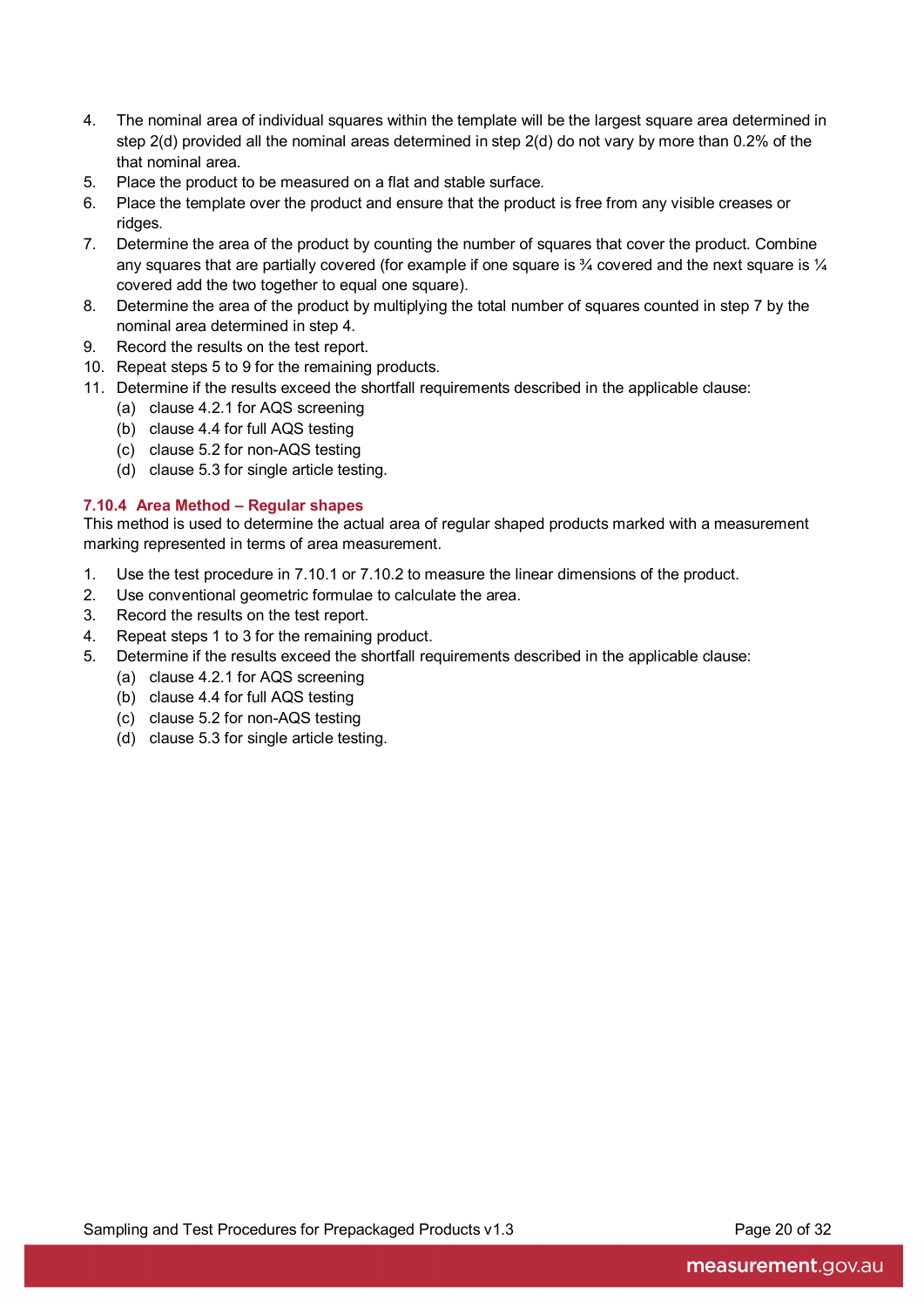4. The nominal area of individual squares within the template will be the largest square area determined in step 2(d) provided all the nominal areas determined in step 2(d) do not vary by more than 0.2% of the that nominal area.
5. Place the product to be measured on a flat and stable surface.
6. Place the template over the product and ensure that the product is free from any visible creases or ridges.
7. Determine the area of the product by counting the number of squares that cover the product. Combine any squares that are partially covered (for example if one square is ¾ covered and the next square is ¼ covered add the two together to equal one square).
8. Determine the area of the product by multiplying the total number of squares counted in step 7 by the nominal area determined in step 4.
9. Record the results on the test report.
10. Repeat steps 5 to 9 for the remaining products.
11. Determine if the results exceed the shortfall requirements described in the applicable clause:
    (a) clause 4.2.1 for AQS screening
    (b) clause 4.4 for full AQS testing
    (c) clause 5.2 for non-AQS testing
    (d) clause 5.3 for single article testing.

#### 7.10.4 Area Method – Regular shapes

This method is used to determine the actual area of regular shaped products marked with a measurement marking represented in terms of area measurement.

1. Use the test procedure in 7.10.1 or 7.10.2 to measure the linear dimensions of the product.
2. Use conventional geometric formulae to calculate the area.
3. Record the results on the test report.
4. Repeat steps 1 to 3 for the remaining product.
5. Determine if the results exceed the shortfall requirements described in the applicable clause:
    (a) clause 4.2.1 for AQS screening
    (b) clause 4.4 for full AQS testing
    (c) clause 5.2 for non-AQS testing
    (d) clause 5.3 for single article testing.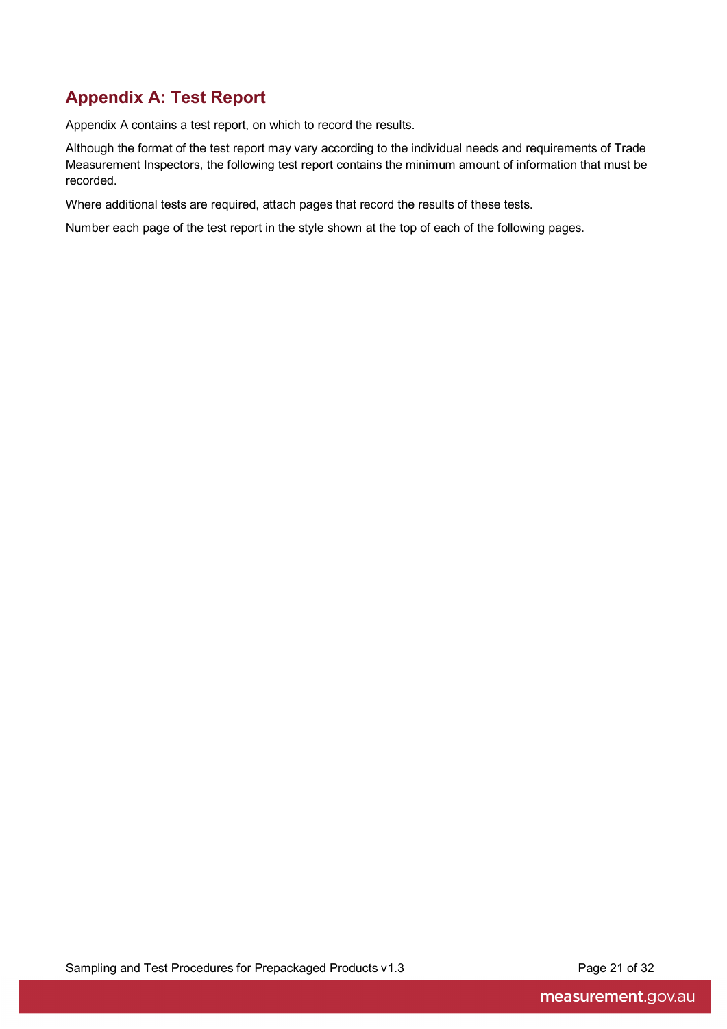## Appendix A: Test Report

Appendix A contains a test report, on which to record the results.

Although the format of the test report may vary according to the individual needs and requirements of Trade Measurement Inspectors, the following test report contains the minimum amount of information that must be recorded.

Where additional tests are required, attach pages that record the results of these tests.

Number each page of the test report in the style shown at the top of each of the following pages.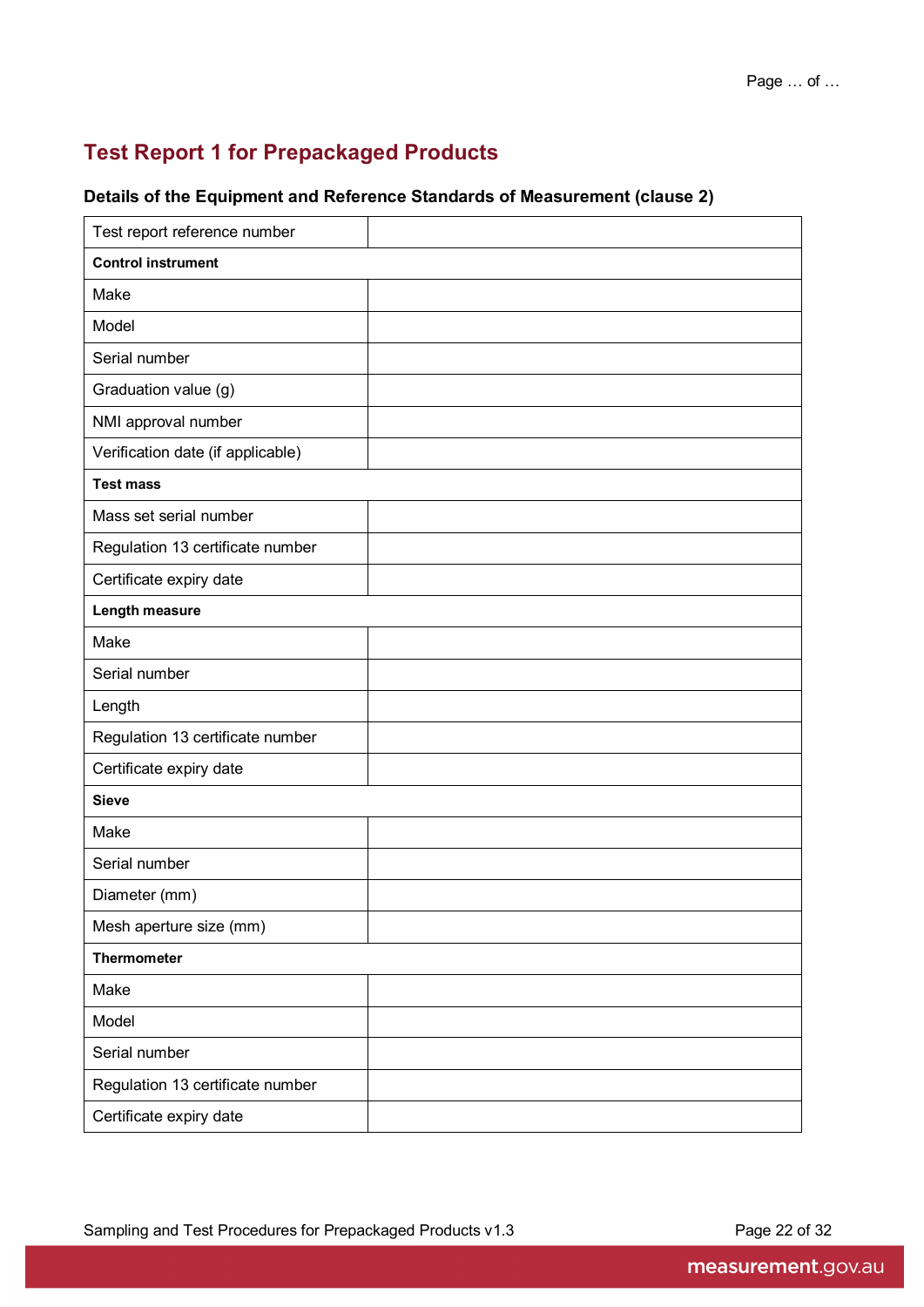## Test Report 1 for Prepackaged Products

### Details of the Equipment and Reference Standards of Measurement (clause 2)

| Test report reference number | |
|---|---|
| **Control instrument** | |
| Make | |
| Model | |
| Serial number | |
| Graduation value (g) | |
| NMI approval number | |
| Verification date (if applicable) | |
| **Test mass** | |
| Mass set serial number | |
| Regulation 13 certificate number | |
| Certificate expiry date | |
| **Length measure** | |
| Make | |
| Serial number | |
| Length | |
| Regulation 13 certificate number | |
| Certificate expiry date | |
| **Sieve** | |
| Make | |
| Serial number | |
| Diameter (mm) | |
| Mesh aperture size (mm) | |
| **Thermometer** | |
| Make | |
| Model | |
| Serial number | |
| Regulation 13 certificate number | |
| Certificate expiry date | |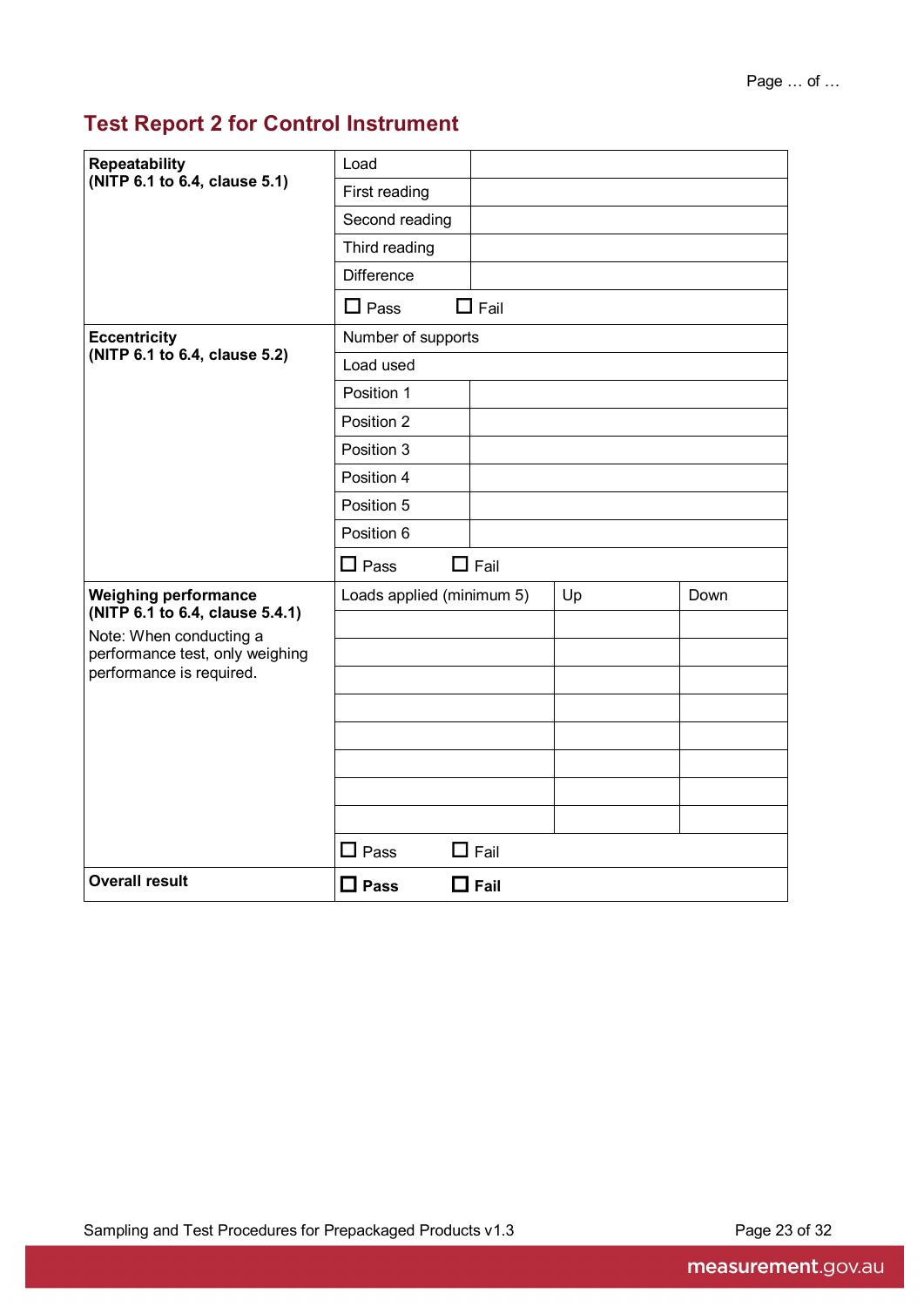## Test Report 2 for Control Instrument

| | | | |
|---|---|---|---|
| **Repeatability (NITP 6.1 to 6.4, clause 5.1)** | Load | | |
| | First reading | | |
| | Second reading | | |
| | Third reading | | |
| | Difference | | |
| | ☐ Pass ☐ Fail | | |
| **Eccentricity (NITP 6.1 to 6.4, clause 5.2)** | Number of supports | | |
| | Load used | | |
| | Position 1 | | |
| | Position 2 | | |
| | Position 3 | | |
| | Position 4 | | |
| | Position 5 | | |
| | Position 6 | | |
| | ☐ Pass ☐ Fail | | |
| **Weighing performance (NITP 6.1 to 6.4, clause 5.4.1)** Note: When conducting a performance test, only weighing performance is required. | Loads applied (minimum 5) | Up | Down |
| | | | |
| | | | |
| | | | |
| | | | |
| | | | |
| | | | |
| | | | |
| | | | |
| | ☐ Pass ☐ Fail | | |
| **Overall result** | ☐ **Pass** ☐ **Fail** | | |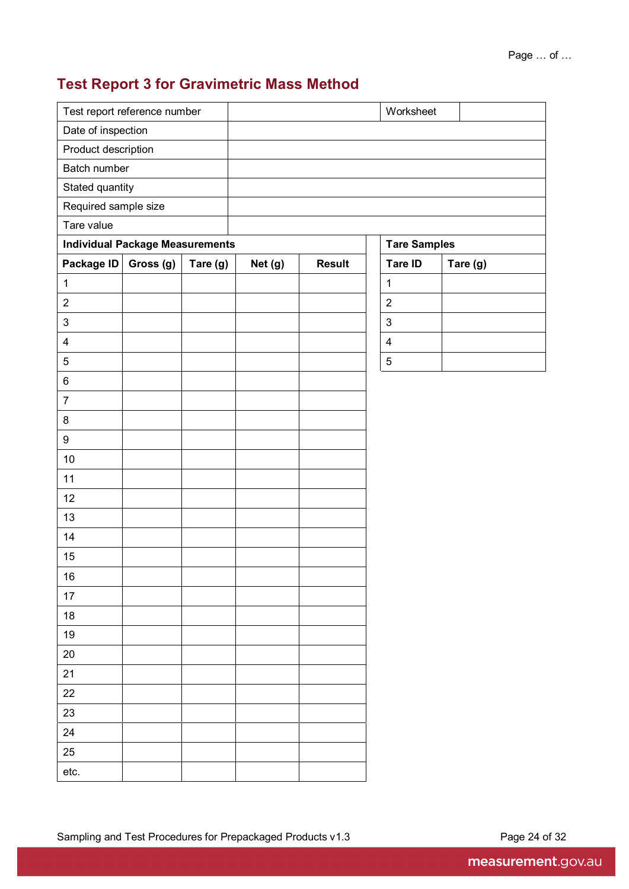## Test Report 3 for Gravimetric Mass Method

| Test report reference number | | Worksheet | |
|---|---|---|---|
| Date of inspection | | | |
| Product description | | | |
| Batch number | | | |
| Stated quantity | | | |
| Required sample size | | | |
| Tare value | | | |

**Individual Package Measurements**

| Package ID | Gross (g) | Tare (g) | Net (g) | Result |
|---|---|---|---|---|
| 1 | | | | |
| 2 | | | | |
| 3 | | | | |
| 4 | | | | |
| 5 | | | | |
| 6 | | | | |
| 7 | | | | |
| 8 | | | | |
| 9 | | | | |
| 10 | | | | |
| 11 | | | | |
| 12 | | | | |
| 13 | | | | |
| 14 | | | | |
| 15 | | | | |
| 16 | | | | |
| 17 | | | | |
| 18 | | | | |
| 19 | | | | |
| 20 | | | | |
| 21 | | | | |
| 22 | | | | |
| 23 | | | | |
| 24 | | | | |
| 25 | | | | |
| etc. | | | | |

**Tare Samples**

| Tare ID | Tare (g) |
|---|---|
| 1 | |
| 2 | |
| 3 | |
| 4 | |
| 5 | |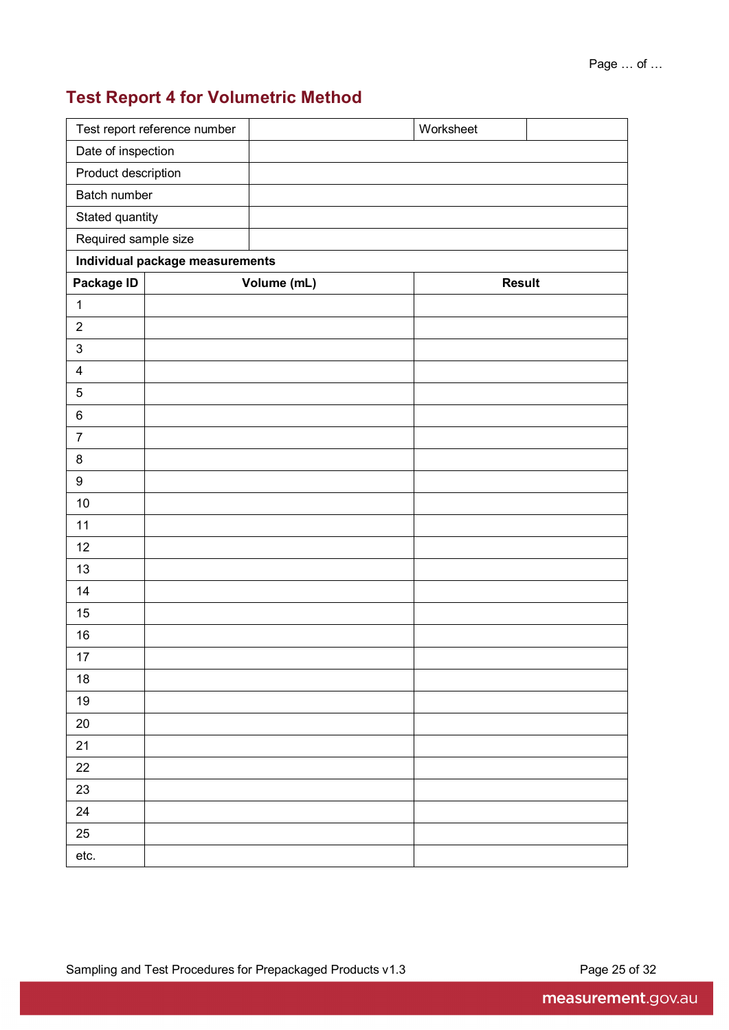Page … of …

## Test Report 4 for Volumetric Method

| Test report reference number | | Worksheet | |
|---|---|---|---|
| Date of inspection | | | |
| Product description | | | |
| Batch number | | | |
| Stated quantity | | | |
| Required sample size | | | |

**Individual package measurements**

| Package ID | Volume (mL) | Result |
|---|---|---|
| 1 | | |
| 2 | | |
| 3 | | |
| 4 | | |
| 5 | | |
| 6 | | |
| 7 | | |
| 8 | | |
| 9 | | |
| 10 | | |
| 11 | | |
| 12 | | |
| 13 | | |
| 14 | | |
| 15 | | |
| 16 | | |
| 17 | | |
| 18 | | |
| 19 | | |
| 20 | | |
| 21 | | |
| 22 | | |
| 23 | | |
| 24 | | |
| 25 | | |
| etc. | | |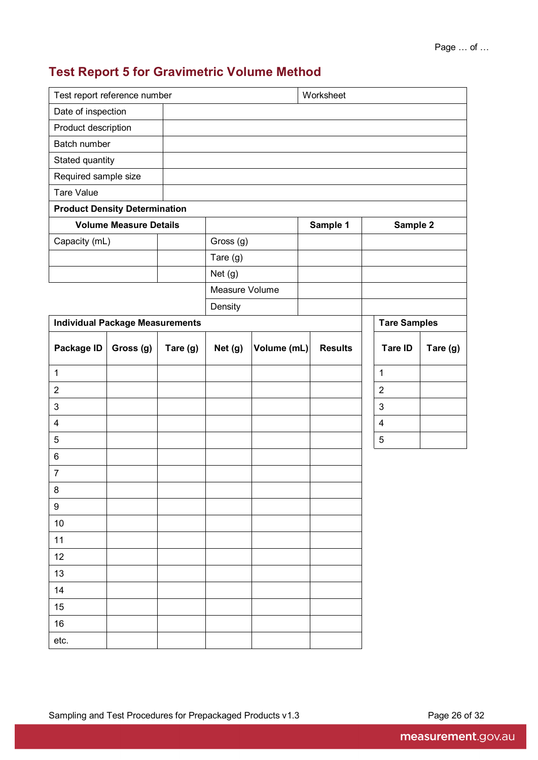Page … of …

## Test Report 5 for Gravimetric Volume Method

| Test report reference number | | Worksheet |
|---|---|---|
| Date of inspection | | |
| Product description | | |
| Batch number | | |
| Stated quantity | | |
| Required sample size | | |
| Tare Value | | |

**Product Density Determination**

| Volume Measure Details | | | Sample 1 | Sample 2 |
|---|---|---|---|---|
| Capacity (mL) | | Gross (g) | | |
| | | Tare (g) | | |
| | | Net (g) | | |
| | | Measure Volume | | |
| | | Density | | |

**Individual Package Measurements**

| Package ID | Gross (g) | Tare (g) | Net (g) | Volume (mL) | Results |
|---|---|---|---|---|---|
| 1 | | | | | |
| 2 | | | | | |
| 3 | | | | | |
| 4 | | | | | |
| 5 | | | | | |
| 6 | | | | | |
| 7 | | | | | |
| 8 | | | | | |
| 9 | | | | | |
| 10 | | | | | |
| 11 | | | | | |
| 12 | | | | | |
| 13 | | | | | |
| 14 | | | | | |
| 15 | | | | | |
| 16 | | | | | |
| etc. | | | | | |

**Tare Samples**

| Tare ID | Tare (g) |
|---|---|
| 1 | |
| 2 | |
| 3 | |
| 4 | |
| 5 | |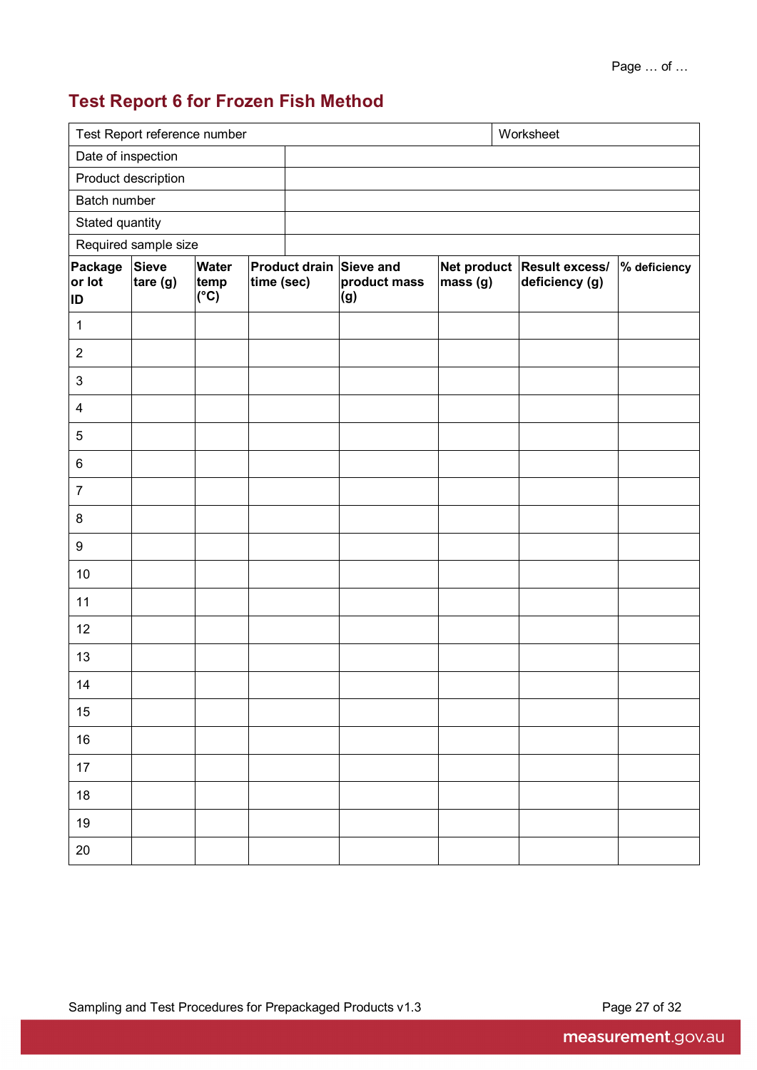Page … of …

## Test Report 6 for Frozen Fish Method

| Test Report reference number | | Worksheet |
|---|---|---|
| Date of inspection | | |
| Product description | | |
| Batch number | | |
| Stated quantity | | |
| Required sample size | | |

| Package or lot ID | Sieve tare (g) | Water temp (°C) | Product drain time (sec) | Sieve and product mass (g) | Net product mass (g) | Result excess/ deficiency (g) | % deficiency |
|---|---|---|---|---|---|---|---|
| 1 | | | | | | | |
| 2 | | | | | | | |
| 3 | | | | | | | |
| 4 | | | | | | | |
| 5 | | | | | | | |
| 6 | | | | | | | |
| 7 | | | | | | | |
| 8 | | | | | | | |
| 9 | | | | | | | |
| 10 | | | | | | | |
| 11 | | | | | | | |
| 12 | | | | | | | |
| 13 | | | | | | | |
| 14 | | | | | | | |
| 15 | | | | | | | |
| 16 | | | | | | | |
| 17 | | | | | | | |
| 18 | | | | | | | |
| 19 | | | | | | | |
| 20 | | | | | | | |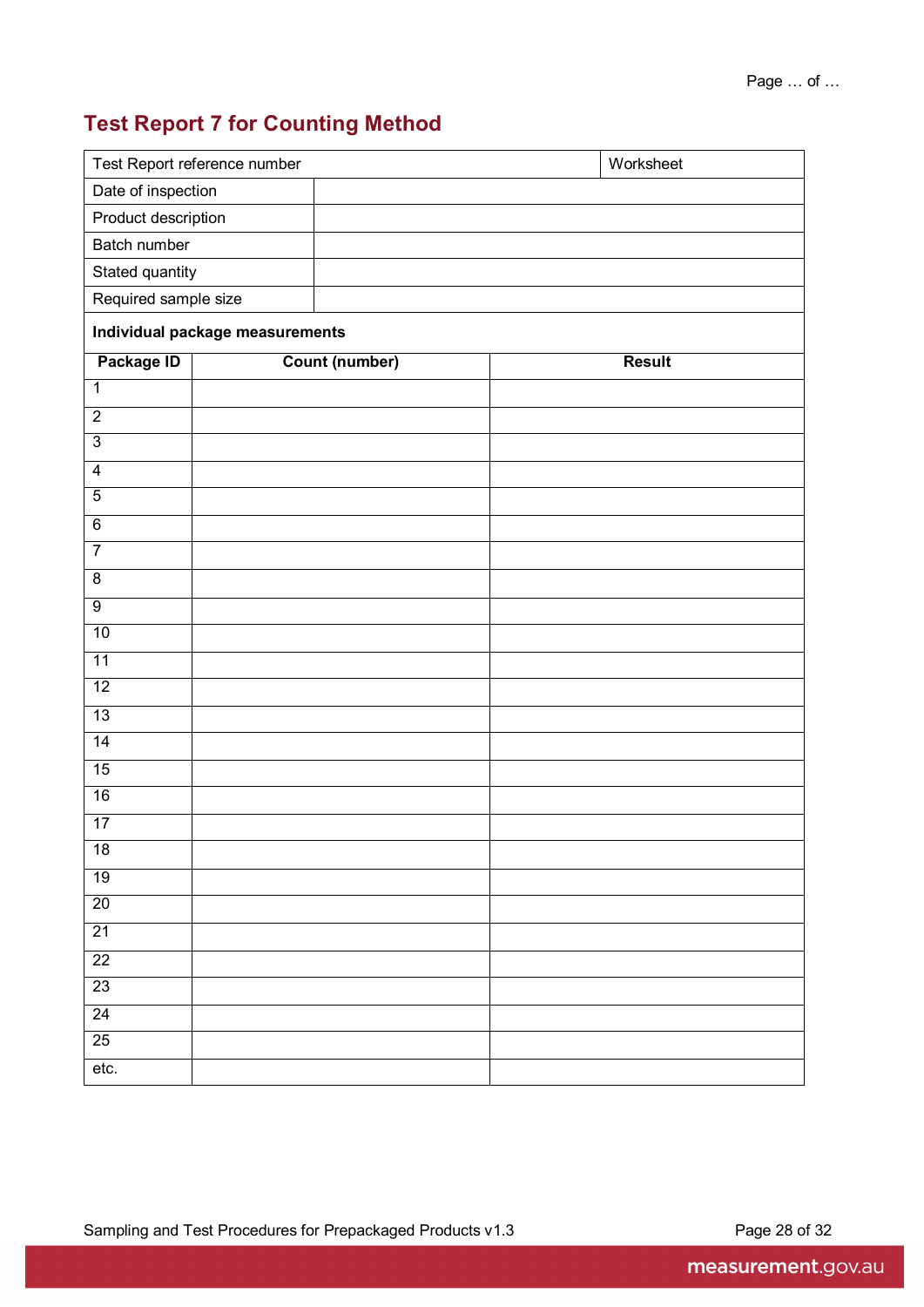# Test Report 7 for Counting Method

| Test Report reference number | | Worksheet |
|---|---|---|
| Date of inspection | | |
| Product description | | |
| Batch number | | |
| Stated quantity | | |
| Required sample size | | |

**Individual package measurements**

| Package ID | Count (number) | Result |
|---|---|---|
| 1 | | |
| 2 | | |
| 3 | | |
| 4 | | |
| 5 | | |
| 6 | | |
| 7 | | |
| 8 | | |
| 9 | | |
| 10 | | |
| 11 | | |
| 12 | | |
| 13 | | |
| 14 | | |
| 15 | | |
| 16 | | |
| 17 | | |
| 18 | | |
| 19 | | |
| 20 | | |
| 21 | | |
| 22 | | |
| 23 | | |
| 24 | | |
| 25 | | |
| etc. | | |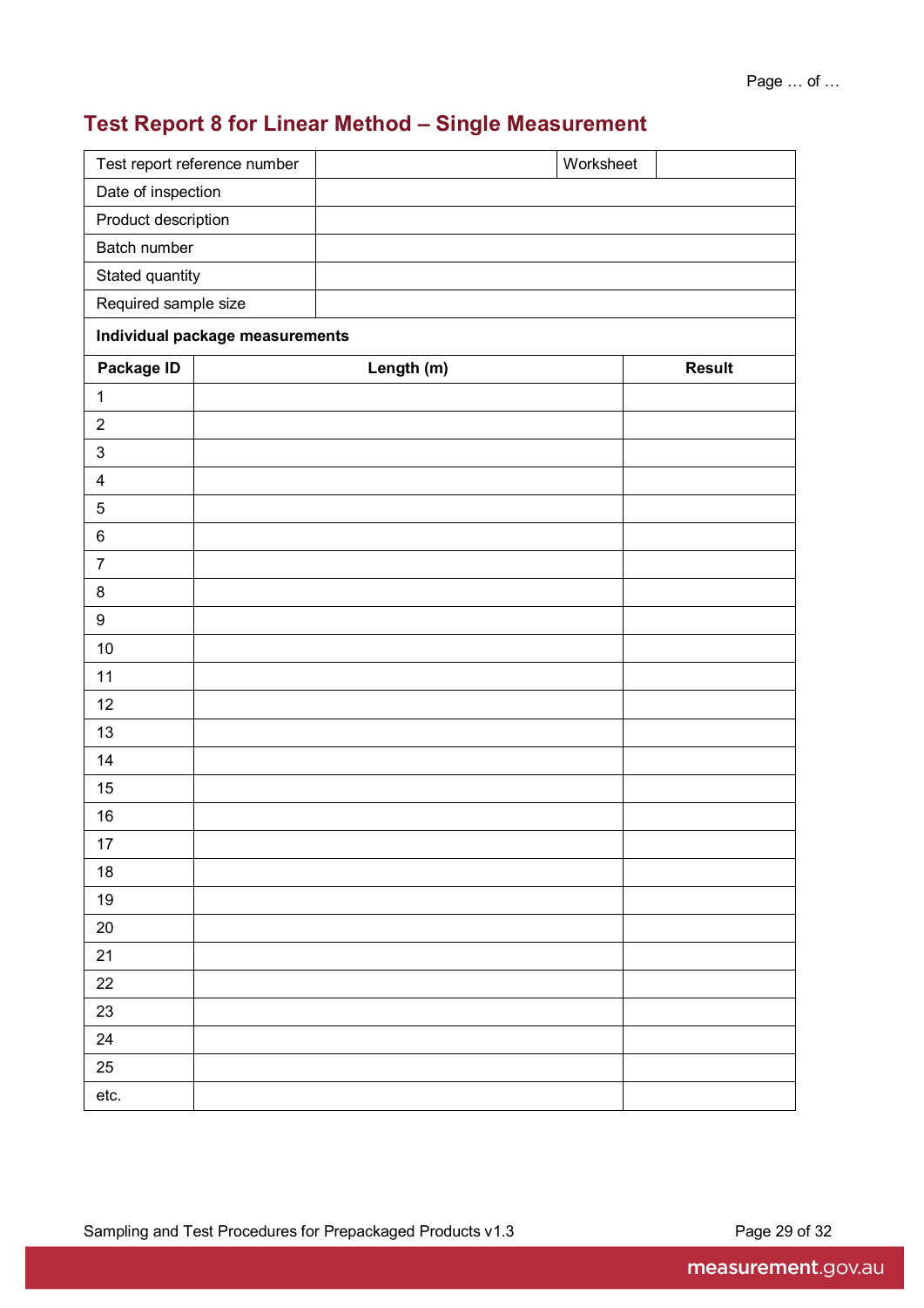## Test Report 8 for Linear Method – Single Measurement

| Test report reference number | | Worksheet | |
|---|---|---|---|
| Date of inspection | | | |
| Product description | | | |
| Batch number | | | |
| Stated quantity | | | |
| Required sample size | | | |

**Individual package measurements**

| Package ID | Length (m) | Result |
|---|---|---|
| 1 | | |
| 2 | | |
| 3 | | |
| 4 | | |
| 5 | | |
| 6 | | |
| 7 | | |
| 8 | | |
| 9 | | |
| 10 | | |
| 11 | | |
| 12 | | |
| 13 | | |
| 14 | | |
| 15 | | |
| 16 | | |
| 17 | | |
| 18 | | |
| 19 | | |
| 20 | | |
| 21 | | |
| 22 | | |
| 23 | | |
| 24 | | |
| 25 | | |
| etc. | | |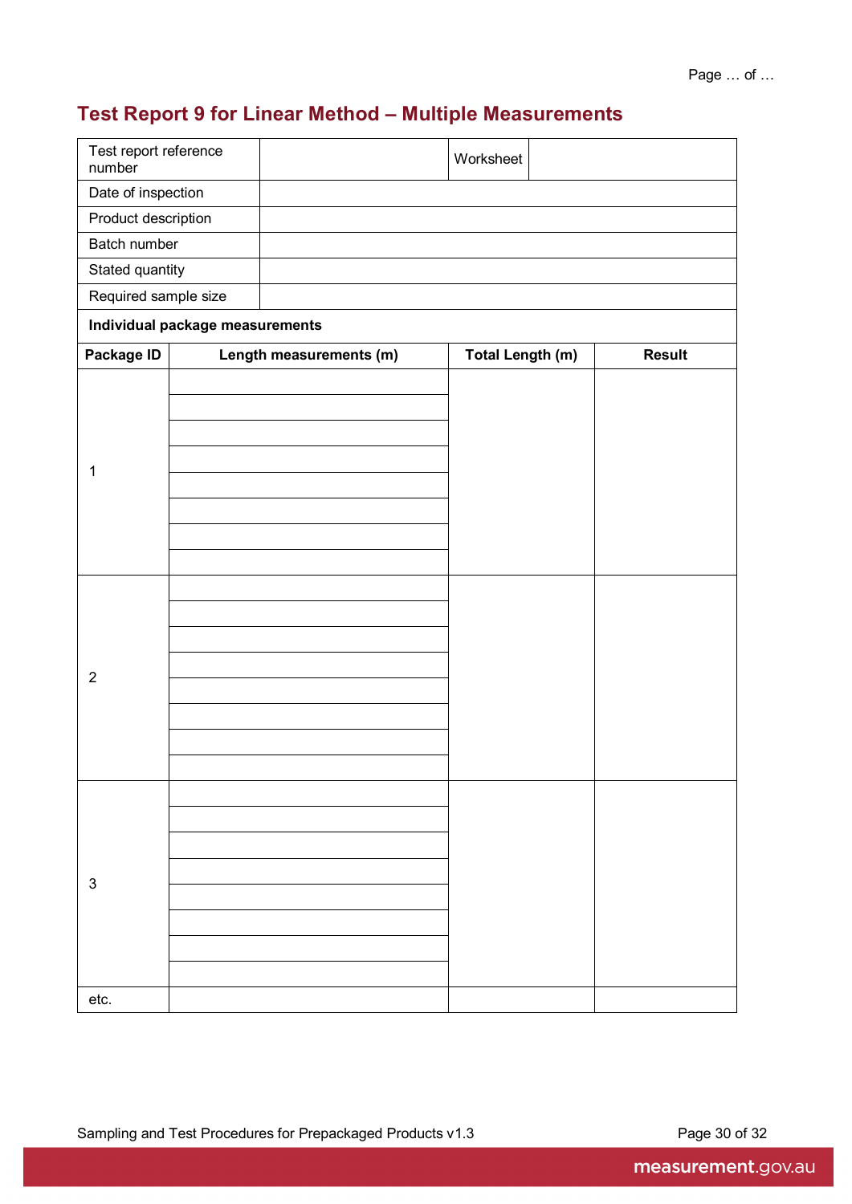## Test Report 9 for Linear Method – Multiple Measurements

| Test report reference number | | Worksheet | |
|---|---|---|---|
| Date of inspection | | | |
| Product description | | | |
| Batch number | | | |
| Stated quantity | | | |
| Required sample size | | | |

**Individual package measurements**

| Package ID | Length measurements (m) | Total Length (m) | Result |
|---|---|---|---|
| 1 | | | |
| | | | |
| | | | |
| | | | |
| | | | |
| | | | |
| | | | |
| | | | |
| 2 | | | |
| | | | |
| | | | |
| | | | |
| | | | |
| | | | |
| | | | |
| | | | |
| 3 | | | |
| | | | |
| | | | |
| | | | |
| | | | |
| | | | |
| | | | |
| | | | |
| etc. | | | |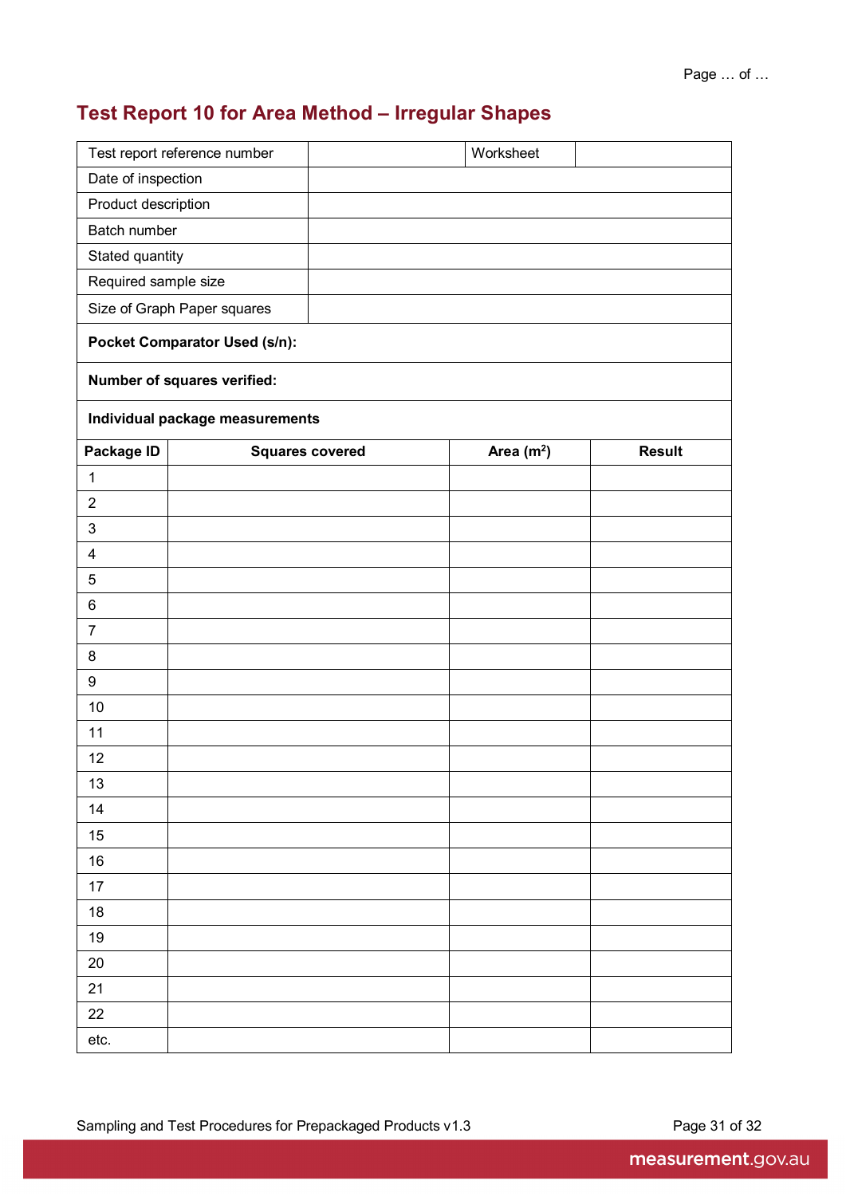## Test Report 10 for Area Method – Irregular Shapes

| Test report reference number | | Worksheet | |
|---|---|---|---|
| Date of inspection | | | |
| Product description | | | |
| Batch number | | | |
| Stated quantity | | | |
| Required sample size | | | |
| Size of Graph Paper squares | | | |

**Pocket Comparator Used (s/n):**

**Number of squares verified:**

**Individual package measurements**

| Package ID | Squares covered | Area ($m^2$) | Result |
|---|---|---|---|
| 1 | | | |
| 2 | | | |
| 3 | | | |
| 4 | | | |
| 5 | | | |
| 6 | | | |
| 7 | | | |
| 8 | | | |
| 9 | | | |
| 10 | | | |
| 11 | | | |
| 12 | | | |
| 13 | | | |
| 14 | | | |
| 15 | | | |
| 16 | | | |
| 17 | | | |
| 18 | | | |
| 19 | | | |
| 20 | | | |
| 21 | | | |
| 22 | | | |
| etc. | | | |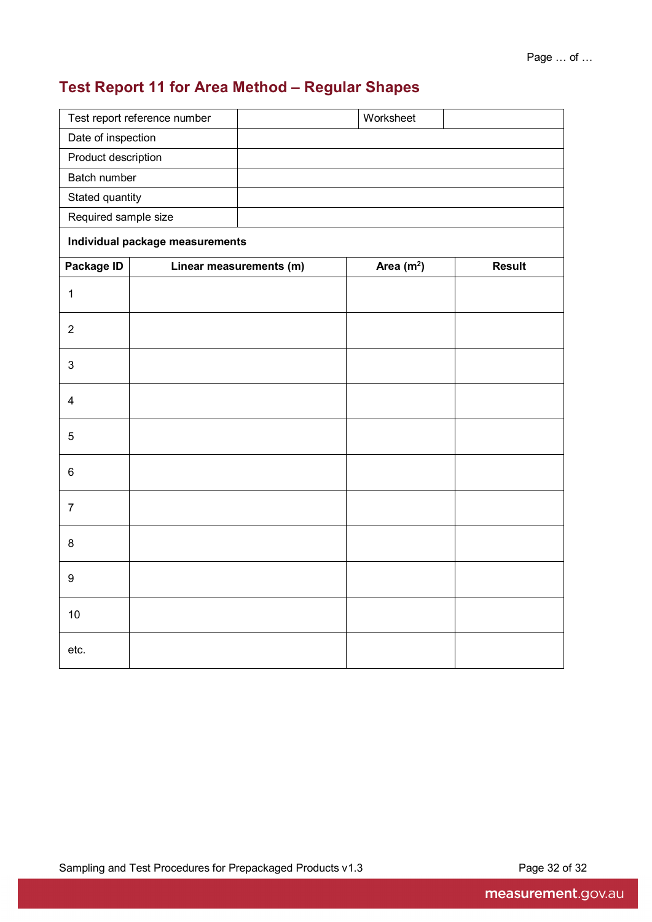Page … of …

## Test Report 11 for Area Method – Regular Shapes

| | | | |
|---|---|---|---|
| Test report reference number | | Worksheet | |
| Date of inspection | | | |
| Product description | | | |
| Batch number | | | |
| Stated quantity | | | |
| Required sample size | | | |

**Individual package measurements**

| Package ID | Linear measurements (m) | Area ($m^2$) | Result |
|---|---|---|---|
| 1 | | | |
| 2 | | | |
| 3 | | | |
| 4 | | | |
| 5 | | | |
| 6 | | | |
| 7 | | | |
| 8 | | | |
| 9 | | | |
| 10 | | | |
| etc. | | | |